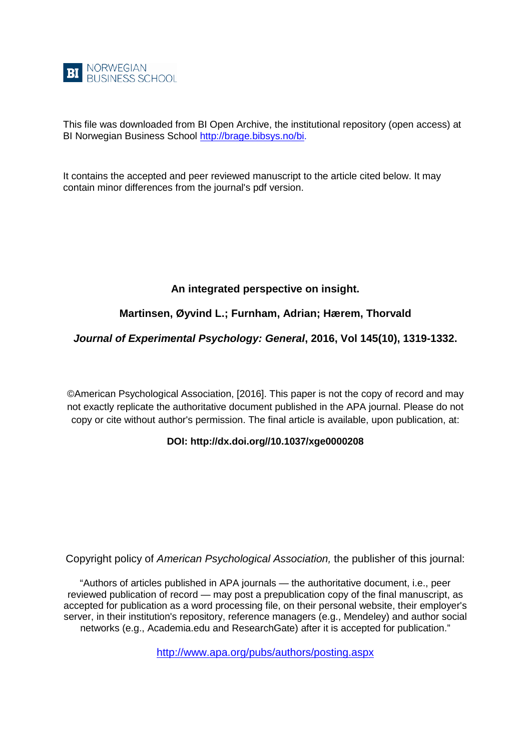BI NORWEGIAN BUSINESS SCHOOL

This file was downloaded from BI Open Archive, the institutional repository (open access) at BI Norwegian Business School http://brage.bibsys.no/bi.

It contains the accepted and peer reviewed manuscript to the article cited below. It may contain minor differences from the journal's pdf version.

**An integrated perspective on insight.**

**Martinsen, Øyvind L.; Furnham, Adrian; Hærem, Thorvald**

***Journal of Experimental Psychology: General*, 2016, Vol 145(10), 1319-1332.**

©American Psychological Association, [2016]. This paper is not the copy of record and may not exactly replicate the authoritative document published in the APA journal. Please do not copy or cite without author's permission. The final article is available, upon publication, at:

**DOI: http://dx.doi.org//10.1037/xge0000208**

Copyright policy of *American Psychological Association,* the publisher of this journal:

"Authors of articles published in APA journals — the authoritative document, i.e., peer reviewed publication of record — may post a prepublication copy of the final manuscript, as accepted for publication as a word processing file, on their personal website, their employer's server, in their institution's repository, reference managers (e.g., Mendeley) and author social networks (e.g., Academia.edu and ResearchGate) after it is accepted for publication."

http://www.apa.org/pubs/authors/posting.aspx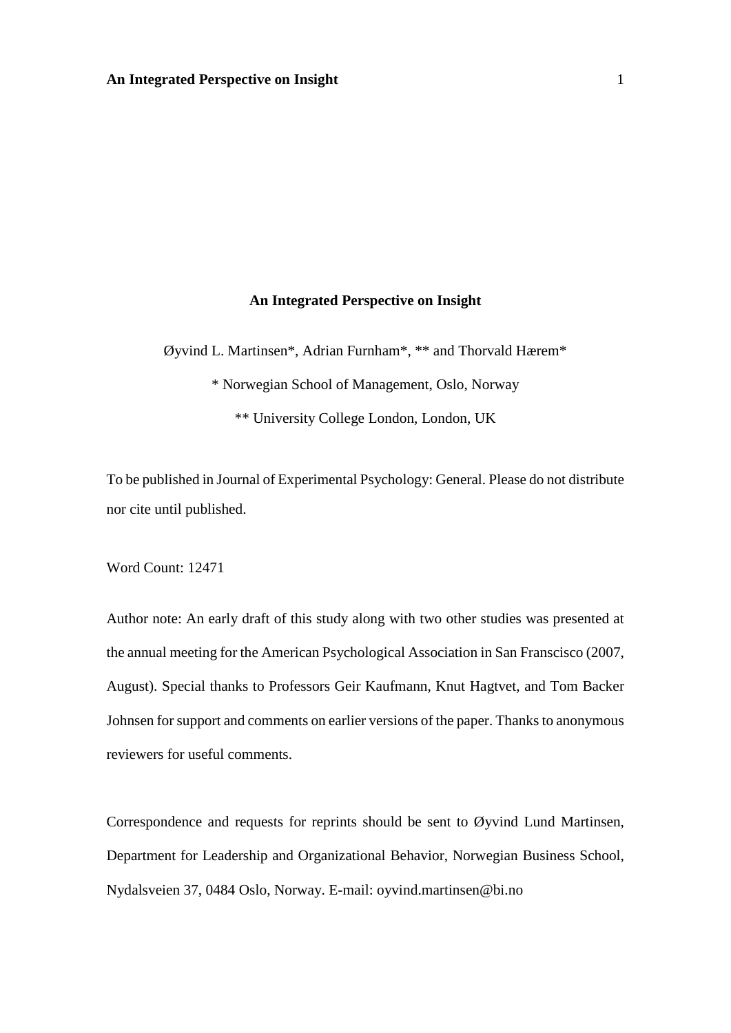# An Integrated Perspective on Insight

Øyvind L. Martinsen*, Adrian Furnham*, ** and Thorvald Hærem*

* Norwegian School of Management, Oslo, Norway

** University College London, London, UK

To be published in Journal of Experimental Psychology: General. Please do not distribute nor cite until published.

Word Count: 12471

Author note: An early draft of this study along with two other studies was presented at the annual meeting for the American Psychological Association in San Franscisco (2007, August). Special thanks to Professors Geir Kaufmann, Knut Hagtvet, and Tom Backer Johnsen for support and comments on earlier versions of the paper. Thanks to anonymous reviewers for useful comments.

Correspondence and requests for reprints should be sent to Øyvind Lund Martinsen, Department for Leadership and Organizational Behavior, Norwegian Business School, Nydalsveien 37, 0484 Oslo, Norway. E-mail: oyvind.martinsen@bi.no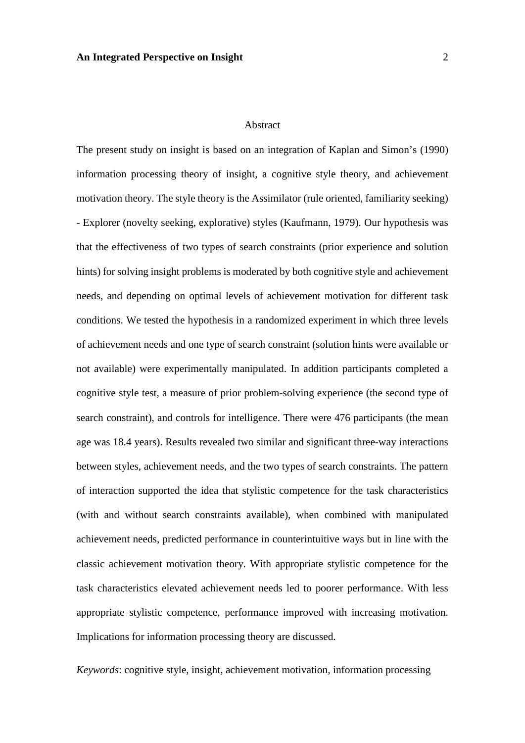## Abstract

The present study on insight is based on an integration of Kaplan and Simon's (1990) information processing theory of insight, a cognitive style theory, and achievement motivation theory. The style theory is the Assimilator (rule oriented, familiarity seeking) - Explorer (novelty seeking, explorative) styles (Kaufmann, 1979). Our hypothesis was that the effectiveness of two types of search constraints (prior experience and solution hints) for solving insight problems is moderated by both cognitive style and achievement needs, and depending on optimal levels of achievement motivation for different task conditions. We tested the hypothesis in a randomized experiment in which three levels of achievement needs and one type of search constraint (solution hints were available or not available) were experimentally manipulated. In addition participants completed a cognitive style test, a measure of prior problem-solving experience (the second type of search constraint), and controls for intelligence. There were 476 participants (the mean age was 18.4 years). Results revealed two similar and significant three-way interactions between styles, achievement needs, and the two types of search constraints. The pattern of interaction supported the idea that stylistic competence for the task characteristics (with and without search constraints available), when combined with manipulated achievement needs, predicted performance in counterintuitive ways but in line with the classic achievement motivation theory. With appropriate stylistic competence for the task characteristics elevated achievement needs led to poorer performance. With less appropriate stylistic competence, performance improved with increasing motivation. Implications for information processing theory are discussed.

*Keywords*: cognitive style, insight, achievement motivation, information processing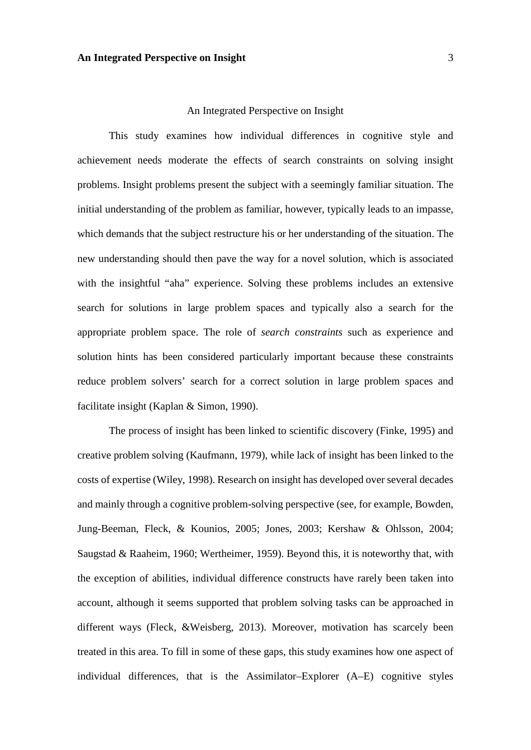# An Integrated Perspective on Insight

This study examines how individual differences in cognitive style and achievement needs moderate the effects of search constraints on solving insight problems. Insight problems present the subject with a seemingly familiar situation. The initial understanding of the problem as familiar, however, typically leads to an impasse, which demands that the subject restructure his or her understanding of the situation. The new understanding should then pave the way for a novel solution, which is associated with the insightful "aha" experience. Solving these problems includes an extensive search for solutions in large problem spaces and typically also a search for the appropriate problem space. The role of *search constraints* such as experience and solution hints has been considered particularly important because these constraints reduce problem solvers' search for a correct solution in large problem spaces and facilitate insight (Kaplan & Simon, 1990).

The process of insight has been linked to scientific discovery (Finke, 1995) and creative problem solving (Kaufmann, 1979), while lack of insight has been linked to the costs of expertise (Wiley, 1998). Research on insight has developed over several decades and mainly through a cognitive problem-solving perspective (see, for example, Bowden, Jung-Beeman, Fleck, & Kounios, 2005; Jones, 2003; Kershaw & Ohlsson, 2004; Saugstad & Raaheim, 1960; Wertheimer, 1959). Beyond this, it is noteworthy that, with the exception of abilities, individual difference constructs have rarely been taken into account, although it seems supported that problem solving tasks can be approached in different ways (Fleck, &Weisberg, 2013). Moreover, motivation has scarcely been treated in this area. To fill in some of these gaps, this study examines how one aspect of individual differences, that is the Assimilator–Explorer (A–E) cognitive styles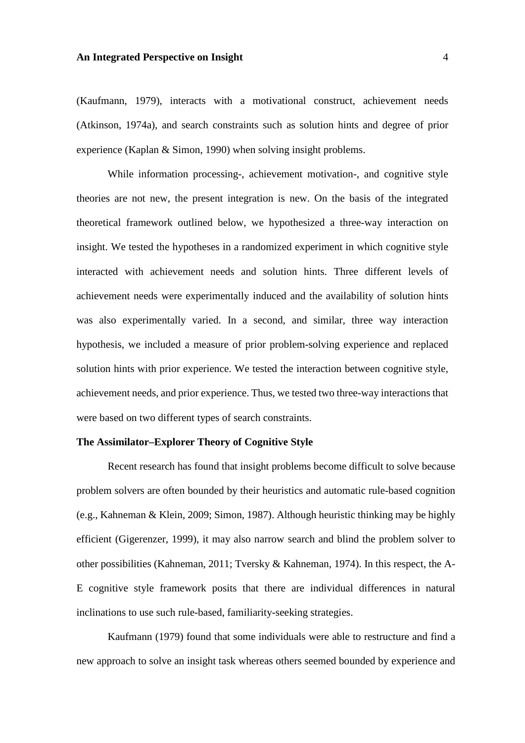(Kaufmann, 1979), interacts with a motivational construct, achievement needs (Atkinson, 1974a), and search constraints such as solution hints and degree of prior experience (Kaplan & Simon, 1990) when solving insight problems.

While information processing-, achievement motivation-, and cognitive style theories are not new, the present integration is new. On the basis of the integrated theoretical framework outlined below, we hypothesized a three-way interaction on insight. We tested the hypotheses in a randomized experiment in which cognitive style interacted with achievement needs and solution hints. Three different levels of achievement needs were experimentally induced and the availability of solution hints was also experimentally varied. In a second, and similar, three way interaction hypothesis, we included a measure of prior problem-solving experience and replaced solution hints with prior experience. We tested the interaction between cognitive style, achievement needs, and prior experience. Thus, we tested two three-way interactions that were based on two different types of search constraints.

## The Assimilator–Explorer Theory of Cognitive Style

Recent research has found that insight problems become difficult to solve because problem solvers are often bounded by their heuristics and automatic rule-based cognition (e.g., Kahneman & Klein, 2009; Simon, 1987). Although heuristic thinking may be highly efficient (Gigerenzer, 1999), it may also narrow search and blind the problem solver to other possibilities (Kahneman, 2011; Tversky & Kahneman, 1974). In this respect, the A-E cognitive style framework posits that there are individual differences in natural inclinations to use such rule-based, familiarity-seeking strategies.

Kaufmann (1979) found that some individuals were able to restructure and find a new approach to solve an insight task whereas others seemed bounded by experience and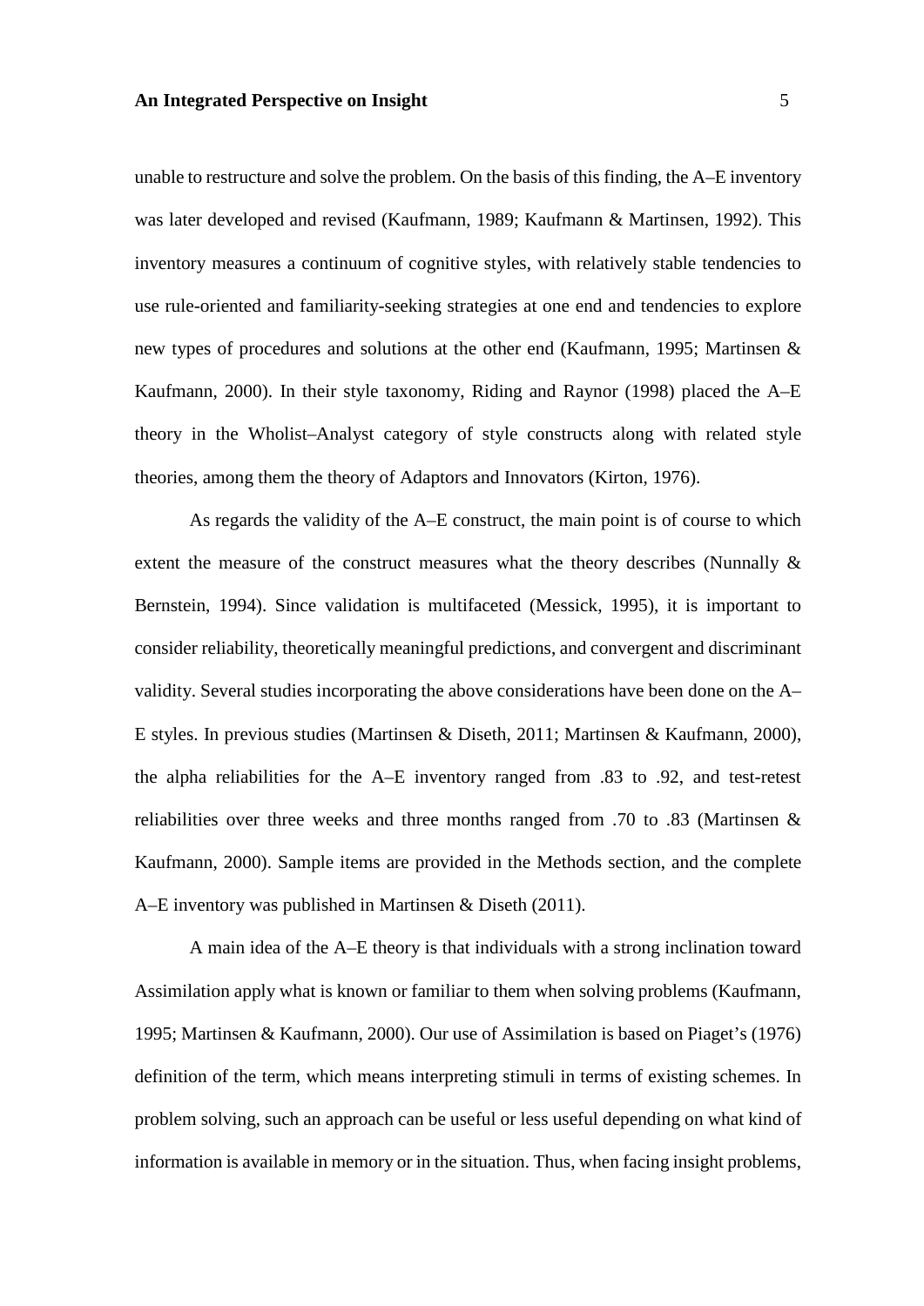unable to restructure and solve the problem. On the basis of this finding, the A–E inventory was later developed and revised (Kaufmann, 1989; Kaufmann & Martinsen, 1992). This inventory measures a continuum of cognitive styles, with relatively stable tendencies to use rule-oriented and familiarity-seeking strategies at one end and tendencies to explore new types of procedures and solutions at the other end (Kaufmann, 1995; Martinsen & Kaufmann, 2000). In their style taxonomy, Riding and Raynor (1998) placed the A–E theory in the Wholist–Analyst category of style constructs along with related style theories, among them the theory of Adaptors and Innovators (Kirton, 1976).

As regards the validity of the A–E construct, the main point is of course to which extent the measure of the construct measures what the theory describes (Nunnally & Bernstein, 1994). Since validation is multifaceted (Messick, 1995), it is important to consider reliability, theoretically meaningful predictions, and convergent and discriminant validity. Several studies incorporating the above considerations have been done on the A–E styles. In previous studies (Martinsen & Diseth, 2011; Martinsen & Kaufmann, 2000), the alpha reliabilities for the A–E inventory ranged from .83 to .92, and test-retest reliabilities over three weeks and three months ranged from .70 to .83 (Martinsen & Kaufmann, 2000). Sample items are provided in the Methods section, and the complete A–E inventory was published in Martinsen & Diseth (2011).

A main idea of the A–E theory is that individuals with a strong inclination toward Assimilation apply what is known or familiar to them when solving problems (Kaufmann, 1995; Martinsen & Kaufmann, 2000). Our use of Assimilation is based on Piaget's (1976) definition of the term, which means interpreting stimuli in terms of existing schemes. In problem solving, such an approach can be useful or less useful depending on what kind of information is available in memory or in the situation. Thus, when facing insight problems,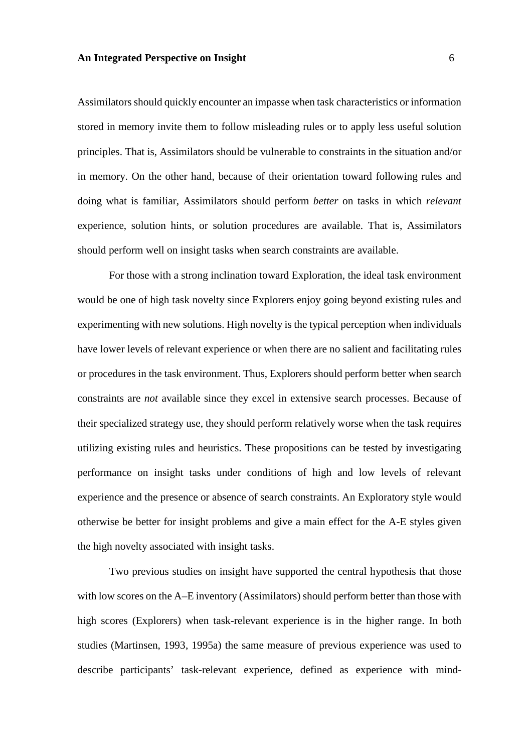Assimilators should quickly encounter an impasse when task characteristics or information stored in memory invite them to follow misleading rules or to apply less useful solution principles. That is, Assimilators should be vulnerable to constraints in the situation and/or in memory. On the other hand, because of their orientation toward following rules and doing what is familiar, Assimilators should perform *better* on tasks in which *relevant* experience, solution hints, or solution procedures are available. That is, Assimilators should perform well on insight tasks when search constraints are available.

For those with a strong inclination toward Exploration, the ideal task environment would be one of high task novelty since Explorers enjoy going beyond existing rules and experimenting with new solutions. High novelty is the typical perception when individuals have lower levels of relevant experience or when there are no salient and facilitating rules or procedures in the task environment. Thus, Explorers should perform better when search constraints are *not* available since they excel in extensive search processes. Because of their specialized strategy use, they should perform relatively worse when the task requires utilizing existing rules and heuristics. These propositions can be tested by investigating performance on insight tasks under conditions of high and low levels of relevant experience and the presence or absence of search constraints. An Exploratory style would otherwise be better for insight problems and give a main effect for the A-E styles given the high novelty associated with insight tasks.

Two previous studies on insight have supported the central hypothesis that those with low scores on the A–E inventory (Assimilators) should perform better than those with high scores (Explorers) when task-relevant experience is in the higher range. In both studies (Martinsen, 1993, 1995a) the same measure of previous experience was used to describe participants' task-relevant experience, defined as experience with mind-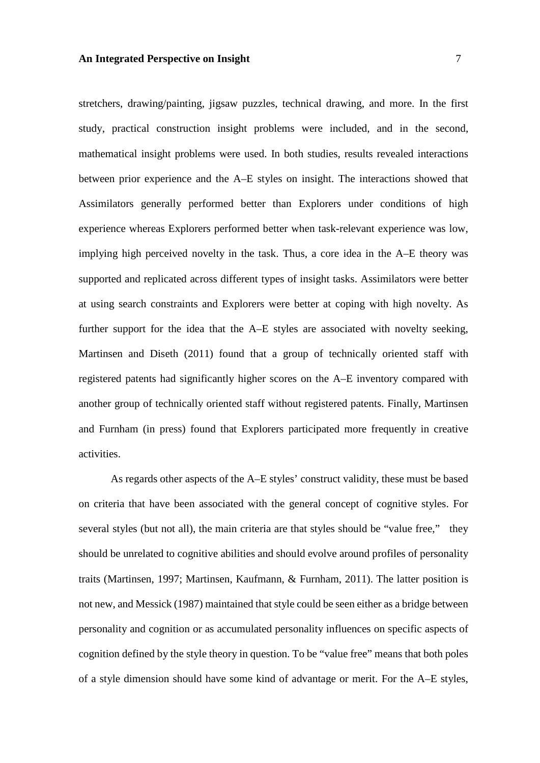stretchers, drawing/painting, jigsaw puzzles, technical drawing, and more. In the first study, practical construction insight problems were included, and in the second, mathematical insight problems were used. In both studies, results revealed interactions between prior experience and the A–E styles on insight. The interactions showed that Assimilators generally performed better than Explorers under conditions of high experience whereas Explorers performed better when task-relevant experience was low, implying high perceived novelty in the task. Thus, a core idea in the A–E theory was supported and replicated across different types of insight tasks. Assimilators were better at using search constraints and Explorers were better at coping with high novelty. As further support for the idea that the A–E styles are associated with novelty seeking, Martinsen and Diseth (2011) found that a group of technically oriented staff with registered patents had significantly higher scores on the A–E inventory compared with another group of technically oriented staff without registered patents. Finally, Martinsen and Furnham (in press) found that Explorers participated more frequently in creative activities.

As regards other aspects of the A–E styles' construct validity, these must be based on criteria that have been associated with the general concept of cognitive styles. For several styles (but not all), the main criteria are that styles should be "value free," they should be unrelated to cognitive abilities and should evolve around profiles of personality traits (Martinsen, 1997; Martinsen, Kaufmann, & Furnham, 2011). The latter position is not new, and Messick (1987) maintained that style could be seen either as a bridge between personality and cognition or as accumulated personality influences on specific aspects of cognition defined by the style theory in question. To be "value free" means that both poles of a style dimension should have some kind of advantage or merit. For the A–E styles,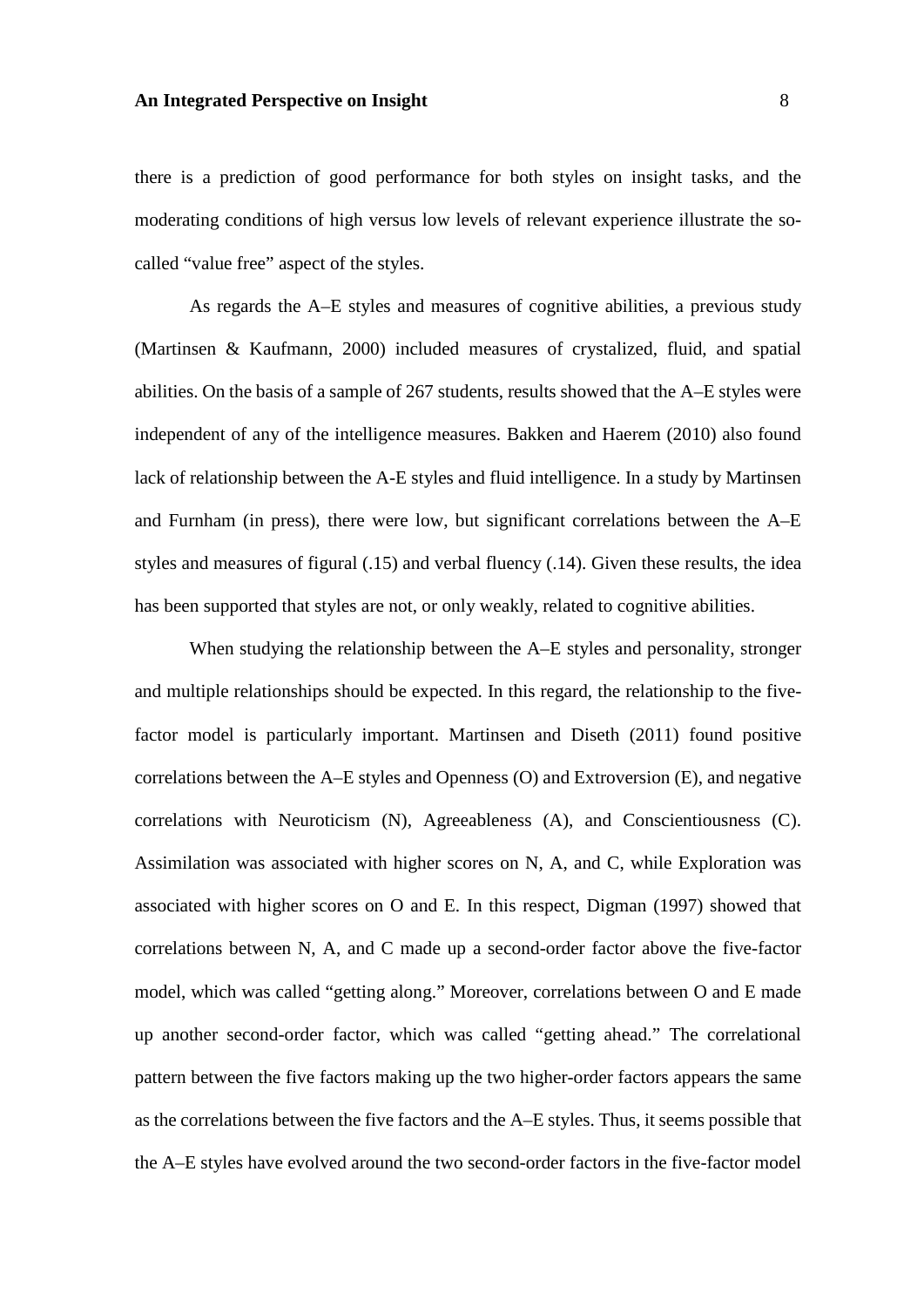there is a prediction of good performance for both styles on insight tasks, and the moderating conditions of high versus low levels of relevant experience illustrate the so-called "value free" aspect of the styles.

As regards the A–E styles and measures of cognitive abilities, a previous study (Martinsen & Kaufmann, 2000) included measures of crystalized, fluid, and spatial abilities. On the basis of a sample of 267 students, results showed that the A–E styles were independent of any of the intelligence measures. Bakken and Haerem (2010) also found lack of relationship between the A-E styles and fluid intelligence. In a study by Martinsen and Furnham (in press), there were low, but significant correlations between the A–E styles and measures of figural (.15) and verbal fluency (.14). Given these results, the idea has been supported that styles are not, or only weakly, related to cognitive abilities.

When studying the relationship between the A–E styles and personality, stronger and multiple relationships should be expected. In this regard, the relationship to the five-factor model is particularly important. Martinsen and Diseth (2011) found positive correlations between the A–E styles and Openness (O) and Extroversion (E), and negative correlations with Neuroticism (N), Agreeableness (A), and Conscientiousness (C). Assimilation was associated with higher scores on N, A, and C, while Exploration was associated with higher scores on O and E. In this respect, Digman (1997) showed that correlations between N, A, and C made up a second-order factor above the five-factor model, which was called "getting along." Moreover, correlations between O and E made up another second-order factor, which was called "getting ahead." The correlational pattern between the five factors making up the two higher-order factors appears the same as the correlations between the five factors and the A–E styles. Thus, it seems possible that the A–E styles have evolved around the two second-order factors in the five-factor model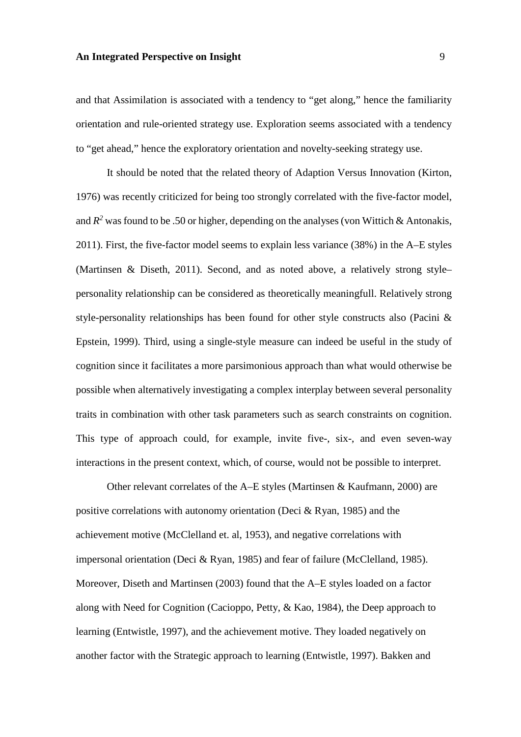and that Assimilation is associated with a tendency to "get along," hence the familiarity orientation and rule-oriented strategy use. Exploration seems associated with a tendency to "get ahead," hence the exploratory orientation and novelty-seeking strategy use.

It should be noted that the related theory of Adaption Versus Innovation (Kirton, 1976) was recently criticized for being too strongly correlated with the five-factor model, and $R^2$ was found to be .50 or higher, depending on the analyses (von Wittich & Antonakis, 2011). First, the five-factor model seems to explain less variance (38%) in the A–E styles (Martinsen & Diseth, 2011). Second, and as noted above, a relatively strong style–personality relationship can be considered as theoretically meaningfull. Relatively strong style-personality relationships has been found for other style constructs also (Pacini & Epstein, 1999). Third, using a single-style measure can indeed be useful in the study of cognition since it facilitates a more parsimonious approach than what would otherwise be possible when alternatively investigating a complex interplay between several personality traits in combination with other task parameters such as search constraints on cognition. This type of approach could, for example, invite five-, six-, and even seven-way interactions in the present context, which, of course, would not be possible to interpret.

Other relevant correlates of the A–E styles (Martinsen & Kaufmann, 2000) are positive correlations with autonomy orientation (Deci & Ryan, 1985) and the achievement motive (McClelland et. al, 1953), and negative correlations with impersonal orientation (Deci & Ryan, 1985) and fear of failure (McClelland, 1985). Moreover, Diseth and Martinsen (2003) found that the A–E styles loaded on a factor along with Need for Cognition (Cacioppo, Petty, & Kao, 1984), the Deep approach to learning (Entwistle, 1997), and the achievement motive. They loaded negatively on another factor with the Strategic approach to learning (Entwistle, 1997). Bakken and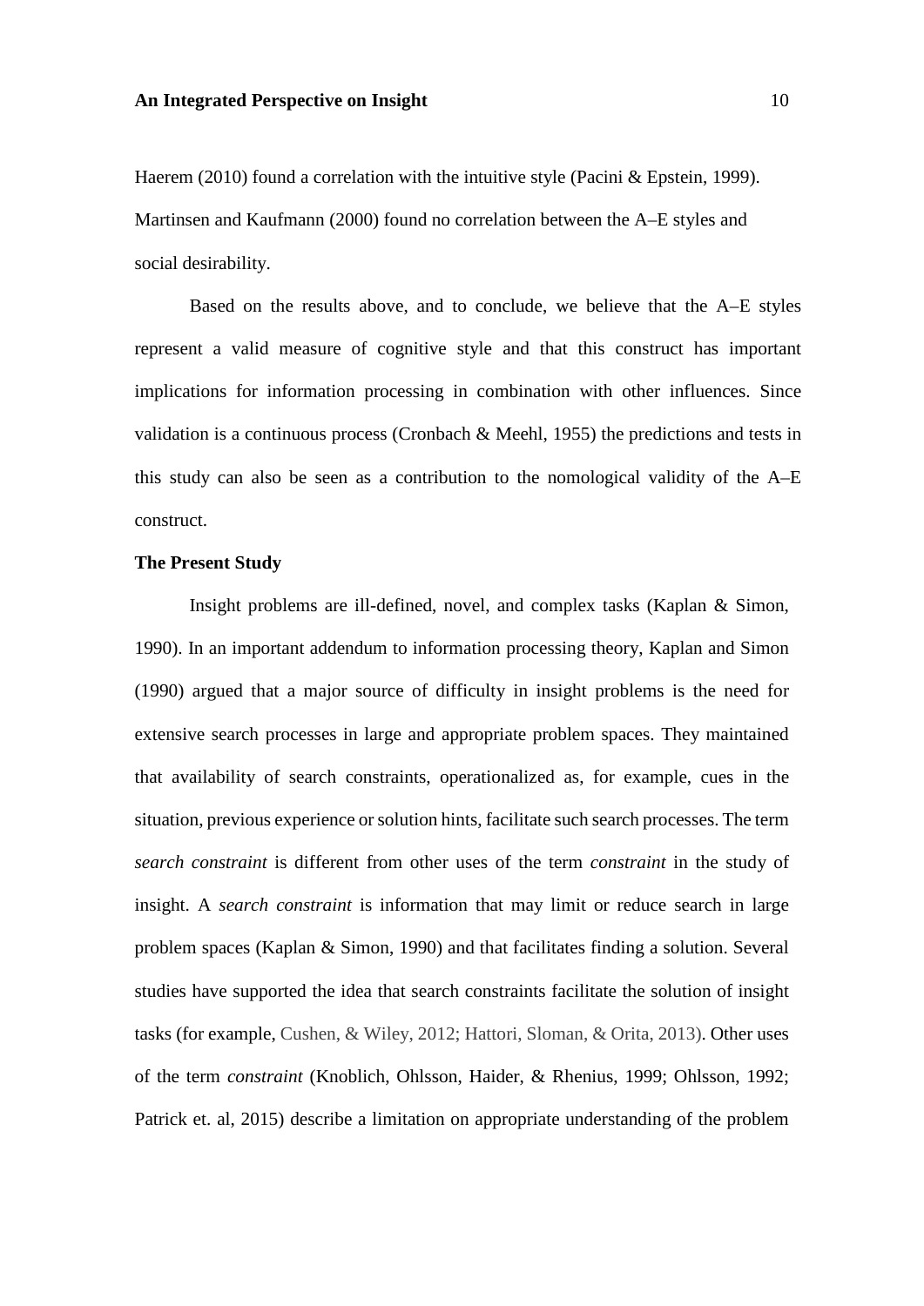Haerem (2010) found a correlation with the intuitive style (Pacini & Epstein, 1999). Martinsen and Kaufmann (2000) found no correlation between the A–E styles and social desirability.

Based on the results above, and to conclude, we believe that the A–E styles represent a valid measure of cognitive style and that this construct has important implications for information processing in combination with other influences. Since validation is a continuous process (Cronbach & Meehl, 1955) the predictions and tests in this study can also be seen as a contribution to the nomological validity of the A–E construct.

## The Present Study

Insight problems are ill-defined, novel, and complex tasks (Kaplan & Simon, 1990). In an important addendum to information processing theory, Kaplan and Simon (1990) argued that a major source of difficulty in insight problems is the need for extensive search processes in large and appropriate problem spaces. They maintained that availability of search constraints, operationalized as, for example, cues in the situation, previous experience or solution hints, facilitate such search processes. The term *search constraint* is different from other uses of the term *constraint* in the study of insight. A *search constraint* is information that may limit or reduce search in large problem spaces (Kaplan & Simon, 1990) and that facilitates finding a solution. Several studies have supported the idea that search constraints facilitate the solution of insight tasks (for example, Cushen, & Wiley, 2012; Hattori, Sloman, & Orita, 2013). Other uses of the term *constraint* (Knoblich, Ohlsson, Haider, & Rhenius, 1999; Ohlsson, 1992; Patrick et. al, 2015) describe a limitation on appropriate understanding of the problem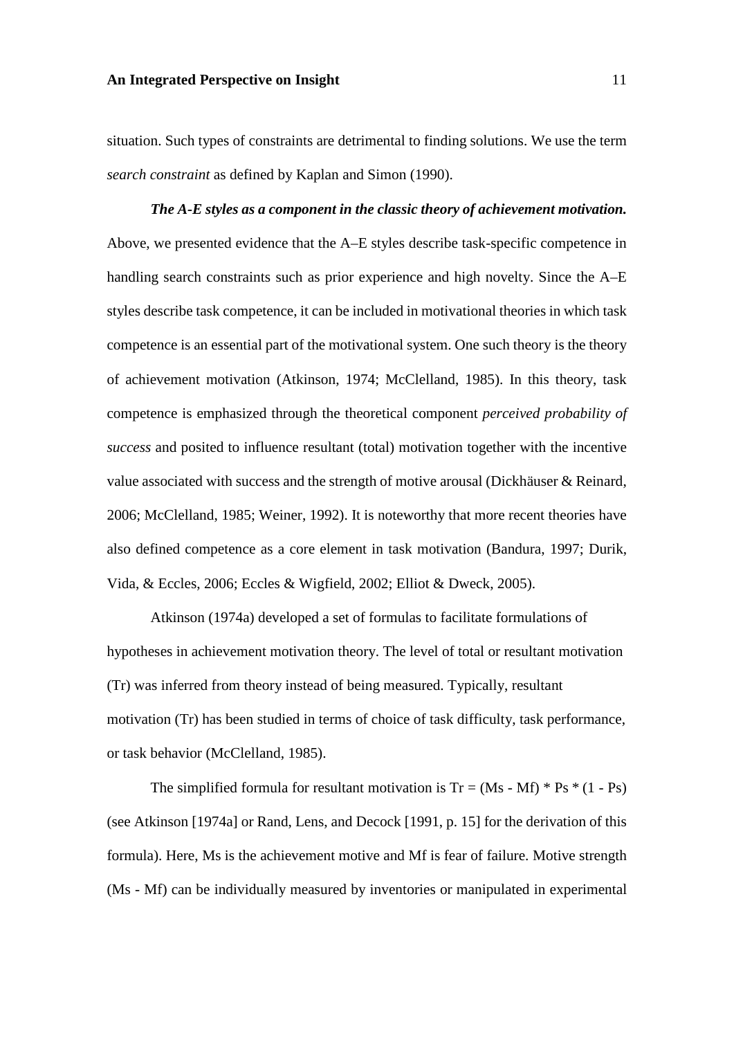situation. Such types of constraints are detrimental to finding solutions. We use the term *search constraint* as defined by Kaplan and Simon (1990).

***The A-E styles as a component in the classic theory of achievement motivation.*** Above, we presented evidence that the A–E styles describe task-specific competence in handling search constraints such as prior experience and high novelty. Since the A–E styles describe task competence, it can be included in motivational theories in which task competence is an essential part of the motivational system. One such theory is the theory of achievement motivation (Atkinson, 1974; McClelland, 1985). In this theory, task competence is emphasized through the theoretical component *perceived probability of success* and posited to influence resultant (total) motivation together with the incentive value associated with success and the strength of motive arousal (Dickhäuser & Reinard, 2006; McClelland, 1985; Weiner, 1992). It is noteworthy that more recent theories have also defined competence as a core element in task motivation (Bandura, 1997; Durik, Vida, & Eccles, 2006; Eccles & Wigfield, 2002; Elliot & Dweck, 2005).

Atkinson (1974a) developed a set of formulas to facilitate formulations of hypotheses in achievement motivation theory. The level of total or resultant motivation (Tr) was inferred from theory instead of being measured. Typically, resultant motivation (Tr) has been studied in terms of choice of task difficulty, task performance, or task behavior (McClelland, 1985).

The simplified formula for resultant motivation is $Tr = (Ms - Mf) * Ps * (1 - Ps)$ (see Atkinson [1974a] or Rand, Lens, and Decock [1991, p. 15] for the derivation of this formula). Here, Ms is the achievement motive and Mf is fear of failure. Motive strength (Ms - Mf) can be individually measured by inventories or manipulated in experimental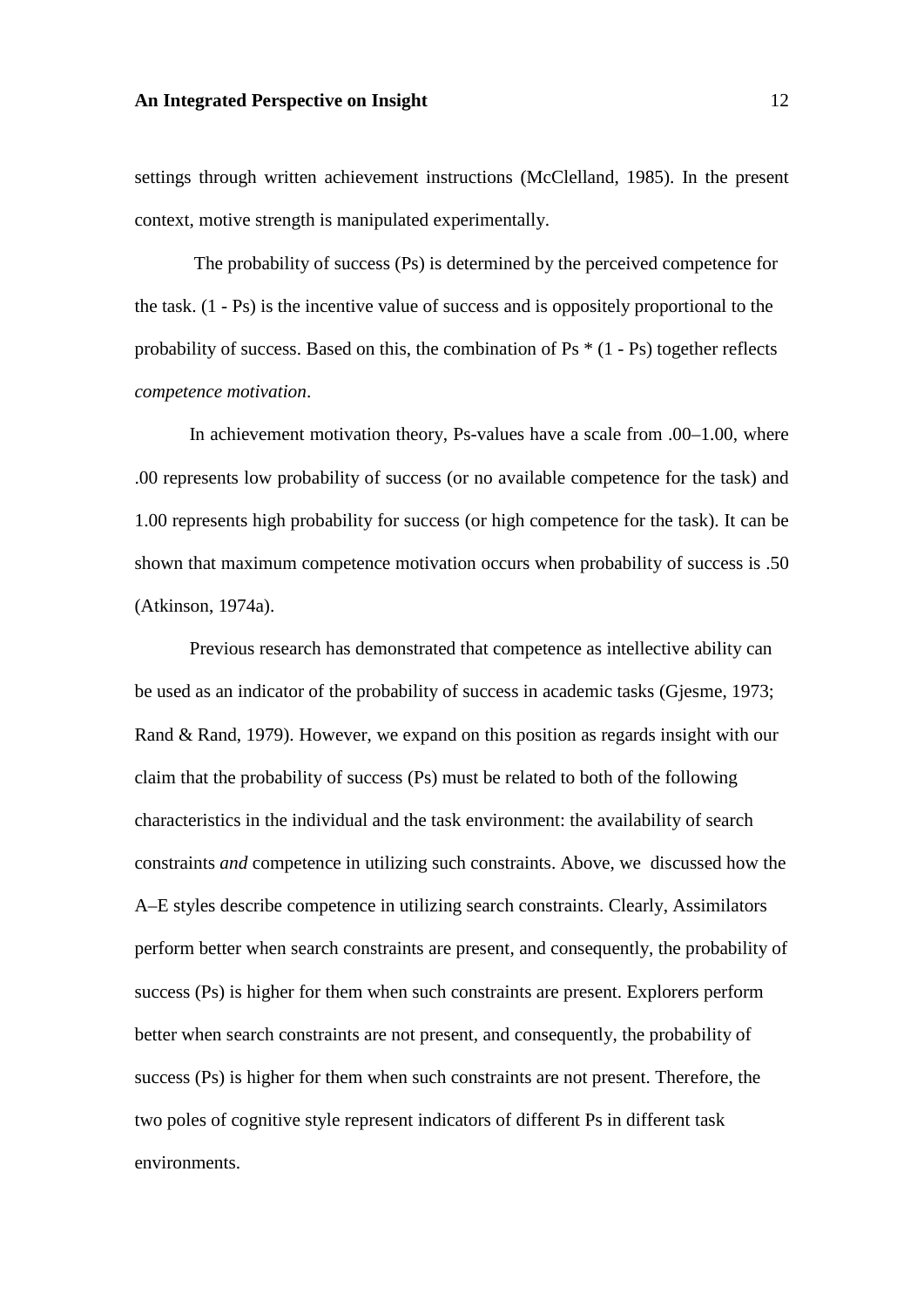settings through written achievement instructions (McClelland, 1985). In the present context, motive strength is manipulated experimentally.

The probability of success (Ps) is determined by the perceived competence for the task. (1 - Ps) is the incentive value of success and is oppositely proportional to the probability of success. Based on this, the combination of Ps * (1 - Ps) together reflects *competence motivation*.

In achievement motivation theory, Ps-values have a scale from .00–1.00, where .00 represents low probability of success (or no available competence for the task) and 1.00 represents high probability for success (or high competence for the task). It can be shown that maximum competence motivation occurs when probability of success is .50 (Atkinson, 1974a).

Previous research has demonstrated that competence as intellective ability can be used as an indicator of the probability of success in academic tasks (Gjesme, 1973; Rand & Rand, 1979). However, we expand on this position as regards insight with our claim that the probability of success (Ps) must be related to both of the following characteristics in the individual and the task environment: the availability of search constraints *and* competence in utilizing such constraints. Above, we discussed how the A–E styles describe competence in utilizing search constraints. Clearly, Assimilators perform better when search constraints are present, and consequently, the probability of success (Ps) is higher for them when such constraints are present. Explorers perform better when search constraints are not present, and consequently, the probability of success (Ps) is higher for them when such constraints are not present. Therefore, the two poles of cognitive style represent indicators of different Ps in different task environments.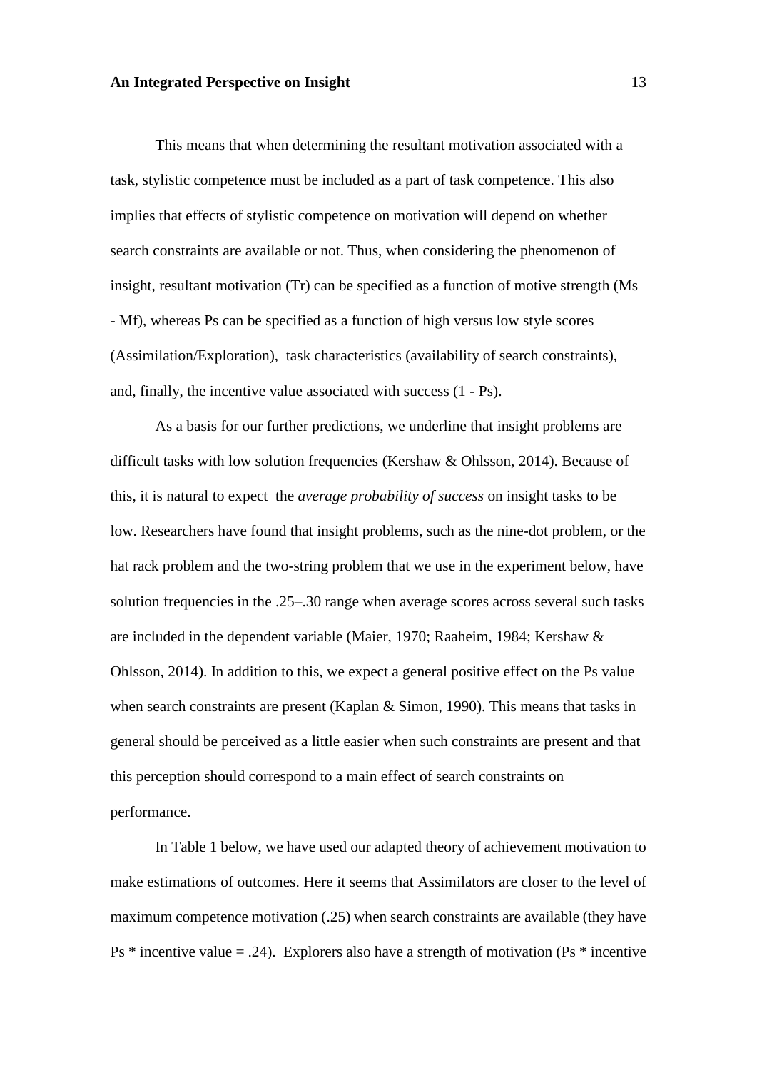This means that when determining the resultant motivation associated with a task, stylistic competence must be included as a part of task competence. This also implies that effects of stylistic competence on motivation will depend on whether search constraints are available or not. Thus, when considering the phenomenon of insight, resultant motivation (Tr) can be specified as a function of motive strength (Ms - Mf), whereas Ps can be specified as a function of high versus low style scores (Assimilation/Exploration), task characteristics (availability of search constraints), and, finally, the incentive value associated with success (1 - Ps).

As a basis for our further predictions, we underline that insight problems are difficult tasks with low solution frequencies (Kershaw & Ohlsson, 2014). Because of this, it is natural to expect the *average probability of success* on insight tasks to be low. Researchers have found that insight problems, such as the nine-dot problem, or the hat rack problem and the two-string problem that we use in the experiment below, have solution frequencies in the .25–.30 range when average scores across several such tasks are included in the dependent variable (Maier, 1970; Raaheim, 1984; Kershaw & Ohlsson, 2014). In addition to this, we expect a general positive effect on the Ps value when search constraints are present (Kaplan & Simon, 1990). This means that tasks in general should be perceived as a little easier when such constraints are present and that this perception should correspond to a main effect of search constraints on performance.

In Table 1 below, we have used our adapted theory of achievement motivation to make estimations of outcomes. Here it seems that Assimilators are closer to the level of maximum competence motivation (.25) when search constraints are available (they have Ps * incentive value = .24). Explorers also have a strength of motivation (Ps * incentive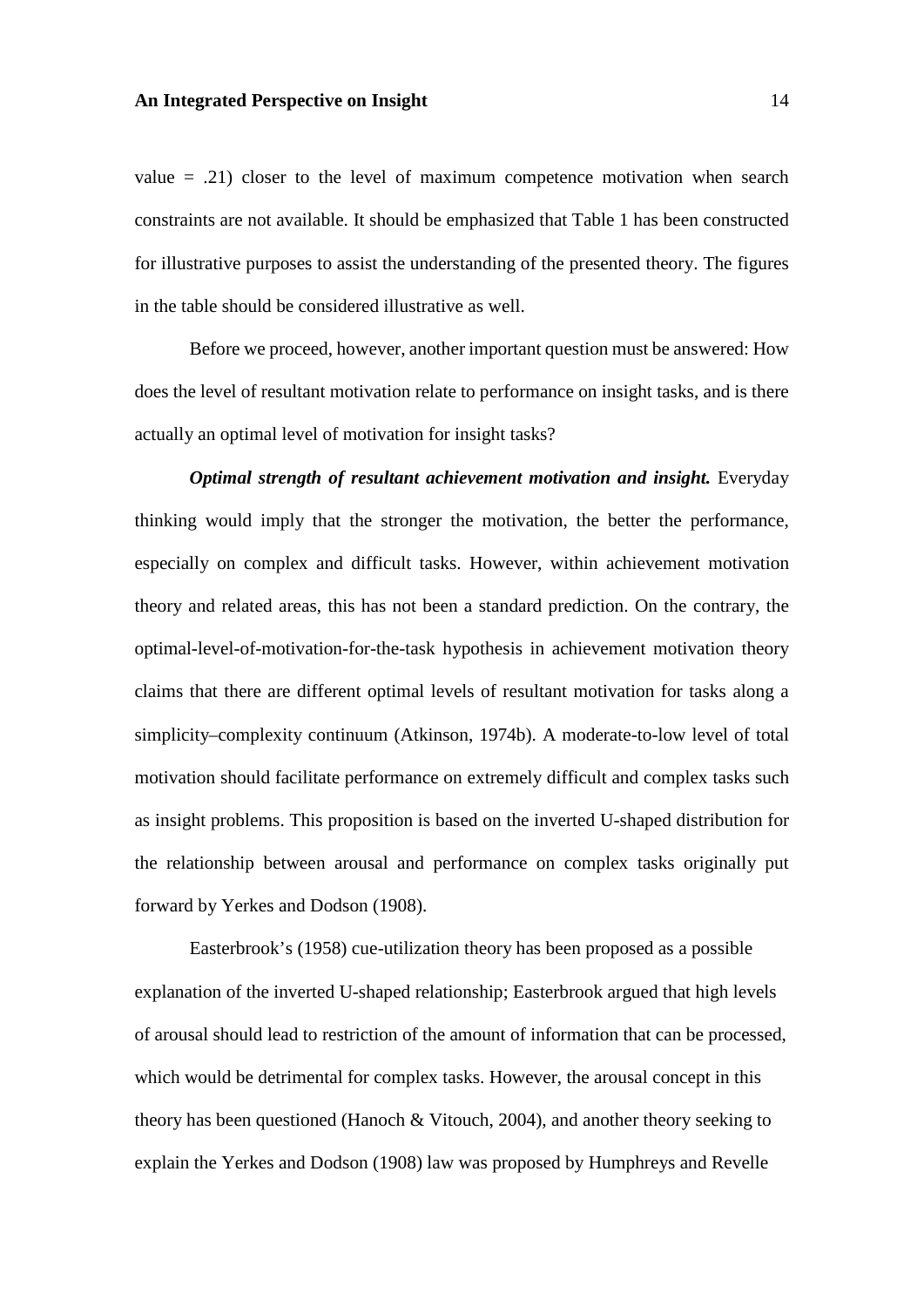value = .21) closer to the level of maximum competence motivation when search constraints are not available. It should be emphasized that Table 1 has been constructed for illustrative purposes to assist the understanding of the presented theory. The figures in the table should be considered illustrative as well.

Before we proceed, however, another important question must be answered: How does the level of resultant motivation relate to performance on insight tasks, and is there actually an optimal level of motivation for insight tasks?

***Optimal strength of resultant achievement motivation and insight.*** Everyday thinking would imply that the stronger the motivation, the better the performance, especially on complex and difficult tasks. However, within achievement motivation theory and related areas, this has not been a standard prediction. On the contrary, the optimal-level-of-motivation-for-the-task hypothesis in achievement motivation theory claims that there are different optimal levels of resultant motivation for tasks along a simplicity–complexity continuum (Atkinson, 1974b). A moderate-to-low level of total motivation should facilitate performance on extremely difficult and complex tasks such as insight problems. This proposition is based on the inverted U-shaped distribution for the relationship between arousal and performance on complex tasks originally put forward by Yerkes and Dodson (1908).

Easterbrook's (1958) cue-utilization theory has been proposed as a possible explanation of the inverted U-shaped relationship; Easterbrook argued that high levels of arousal should lead to restriction of the amount of information that can be processed, which would be detrimental for complex tasks. However, the arousal concept in this theory has been questioned (Hanoch & Vitouch, 2004), and another theory seeking to explain the Yerkes and Dodson (1908) law was proposed by Humphreys and Revelle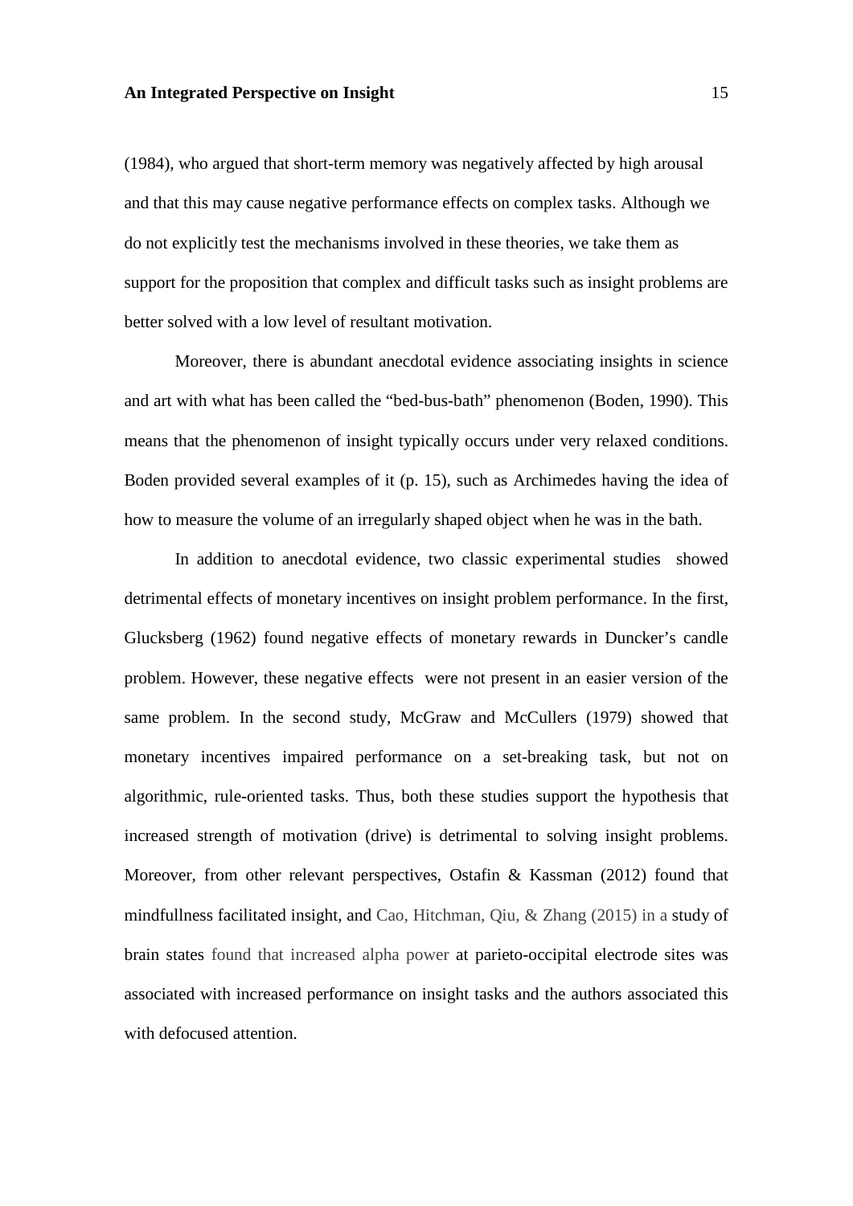(1984), who argued that short-term memory was negatively affected by high arousal and that this may cause negative performance effects on complex tasks. Although we do not explicitly test the mechanisms involved in these theories, we take them as support for the proposition that complex and difficult tasks such as insight problems are better solved with a low level of resultant motivation.

Moreover, there is abundant anecdotal evidence associating insights in science and art with what has been called the "bed-bus-bath" phenomenon (Boden, 1990). This means that the phenomenon of insight typically occurs under very relaxed conditions. Boden provided several examples of it (p. 15), such as Archimedes having the idea of how to measure the volume of an irregularly shaped object when he was in the bath.

In addition to anecdotal evidence, two classic experimental studies showed detrimental effects of monetary incentives on insight problem performance. In the first, Glucksberg (1962) found negative effects of monetary rewards in Duncker's candle problem. However, these negative effects were not present in an easier version of the same problem. In the second study, McGraw and McCullers (1979) showed that monetary incentives impaired performance on a set-breaking task, but not on algorithmic, rule-oriented tasks. Thus, both these studies support the hypothesis that increased strength of motivation (drive) is detrimental to solving insight problems. Moreover, from other relevant perspectives, Ostafin & Kassman (2012) found that mindfullness facilitated insight, and Cao, Hitchman, Qiu, & Zhang (2015) in a study of brain states found that increased alpha power at parieto-occipital electrode sites was associated with increased performance on insight tasks and the authors associated this with defocused attention.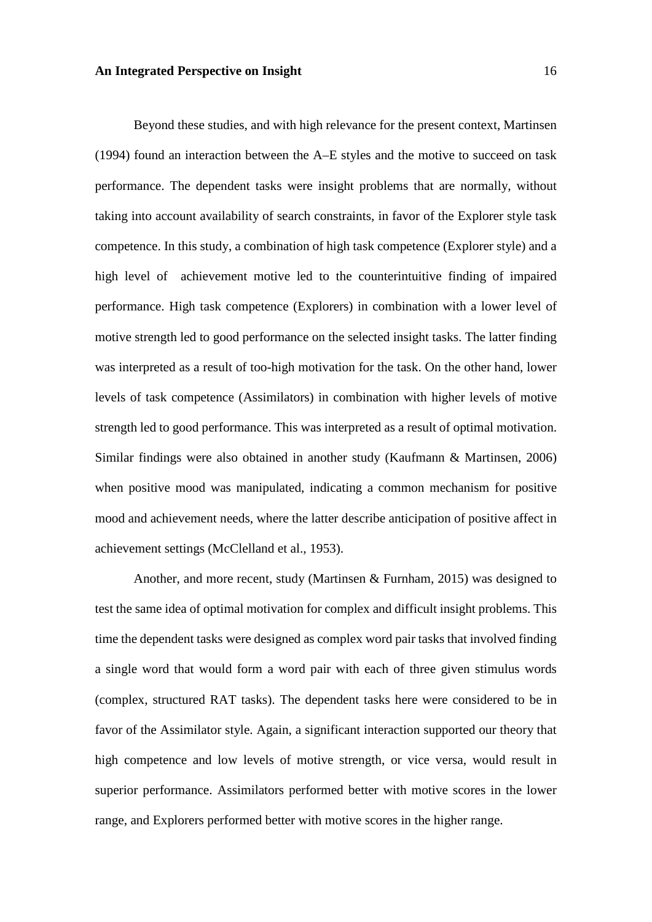Beyond these studies, and with high relevance for the present context, Martinsen (1994) found an interaction between the A–E styles and the motive to succeed on task performance. The dependent tasks were insight problems that are normally, without taking into account availability of search constraints, in favor of the Explorer style task competence. In this study, a combination of high task competence (Explorer style) and a high level of achievement motive led to the counterintuitive finding of impaired performance. High task competence (Explorers) in combination with a lower level of motive strength led to good performance on the selected insight tasks. The latter finding was interpreted as a result of too-high motivation for the task. On the other hand, lower levels of task competence (Assimilators) in combination with higher levels of motive strength led to good performance. This was interpreted as a result of optimal motivation. Similar findings were also obtained in another study (Kaufmann & Martinsen, 2006) when positive mood was manipulated, indicating a common mechanism for positive mood and achievement needs, where the latter describe anticipation of positive affect in achievement settings (McClelland et al., 1953).

Another, and more recent, study (Martinsen & Furnham, 2015) was designed to test the same idea of optimal motivation for complex and difficult insight problems. This time the dependent tasks were designed as complex word pair tasks that involved finding a single word that would form a word pair with each of three given stimulus words (complex, structured RAT tasks). The dependent tasks here were considered to be in favor of the Assimilator style. Again, a significant interaction supported our theory that high competence and low levels of motive strength, or vice versa, would result in superior performance. Assimilators performed better with motive scores in the lower range, and Explorers performed better with motive scores in the higher range.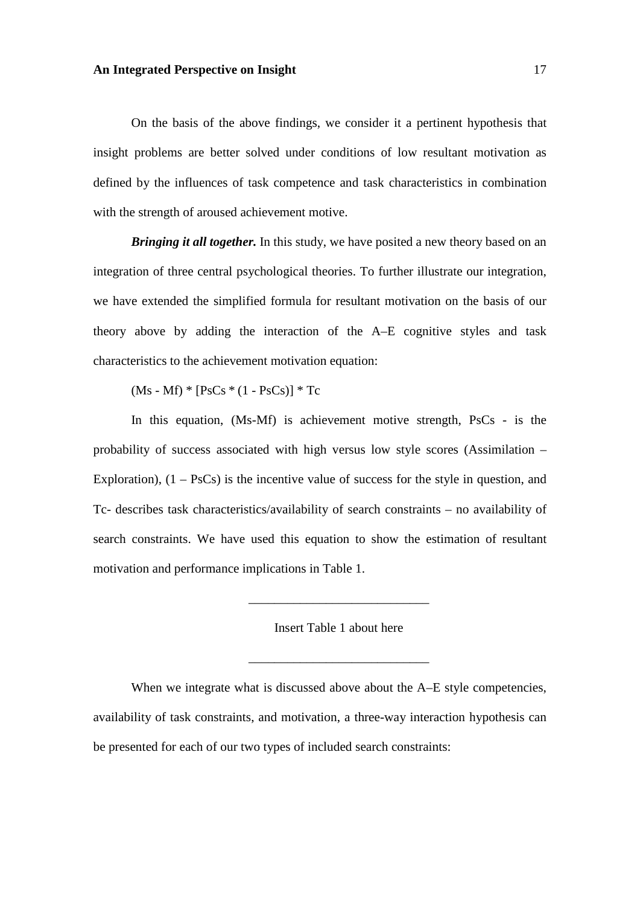On the basis of the above findings, we consider it a pertinent hypothesis that insight problems are better solved under conditions of low resultant motivation as defined by the influences of task competence and task characteristics in combination with the strength of aroused achievement motive.

***Bringing it all together.*** In this study, we have posited a new theory based on an integration of three central psychological theories. To further illustrate our integration, we have extended the simplified formula for resultant motivation on the basis of our theory above by adding the interaction of the A–E cognitive styles and task characteristics to the achievement motivation equation:

$$(Ms - Mf) * [PsCs * (1 - PsCs)] * Tc$$

In this equation, (Ms-Mf) is achievement motive strength, PsCs - is the probability of success associated with high versus low style scores (Assimilation – Exploration), (1 – PsCs) is the incentive value of success for the style in question, and Tc- describes task characteristics/availability of search constraints – no availability of search constraints. We have used this equation to show the estimation of resultant motivation and performance implications in Table 1.

---

Insert Table 1 about here

---

When we integrate what is discussed above about the A–E style competencies, availability of task constraints, and motivation, a three-way interaction hypothesis can be presented for each of our two types of included search constraints: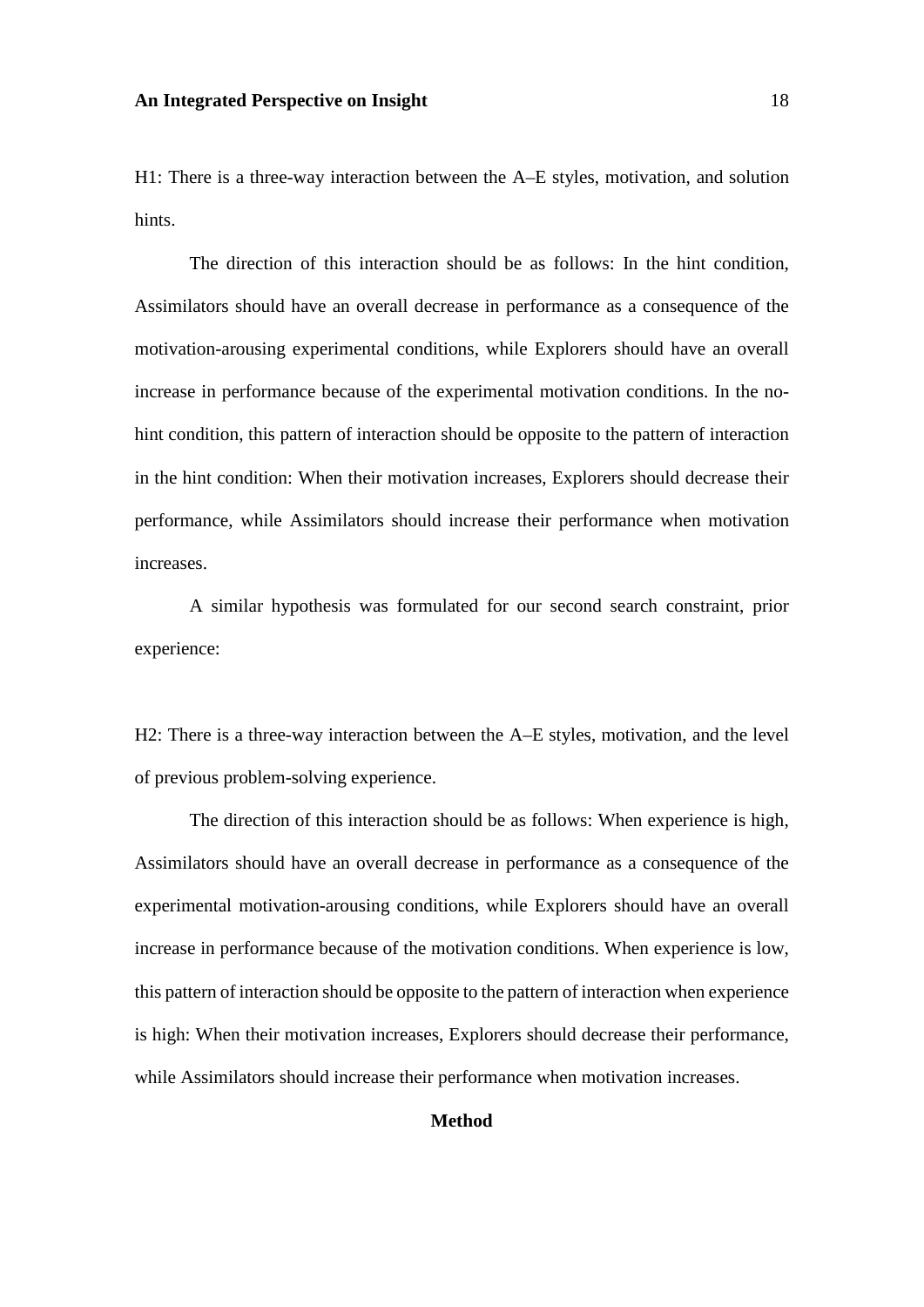H1: There is a three-way interaction between the A–E styles, motivation, and solution hints.

The direction of this interaction should be as follows: In the hint condition, Assimilators should have an overall decrease in performance as a consequence of the motivation-arousing experimental conditions, while Explorers should have an overall increase in performance because of the experimental motivation conditions. In the no-hint condition, this pattern of interaction should be opposite to the pattern of interaction in the hint condition: When their motivation increases, Explorers should decrease their performance, while Assimilators should increase their performance when motivation increases.

A similar hypothesis was formulated for our second search constraint, prior experience:

H2: There is a three-way interaction between the A–E styles, motivation, and the level of previous problem-solving experience.

The direction of this interaction should be as follows: When experience is high, Assimilators should have an overall decrease in performance as a consequence of the experimental motivation-arousing conditions, while Explorers should have an overall increase in performance because of the motivation conditions. When experience is low, this pattern of interaction should be opposite to the pattern of interaction when experience is high: When their motivation increases, Explorers should decrease their performance, while Assimilators should increase their performance when motivation increases.

## Method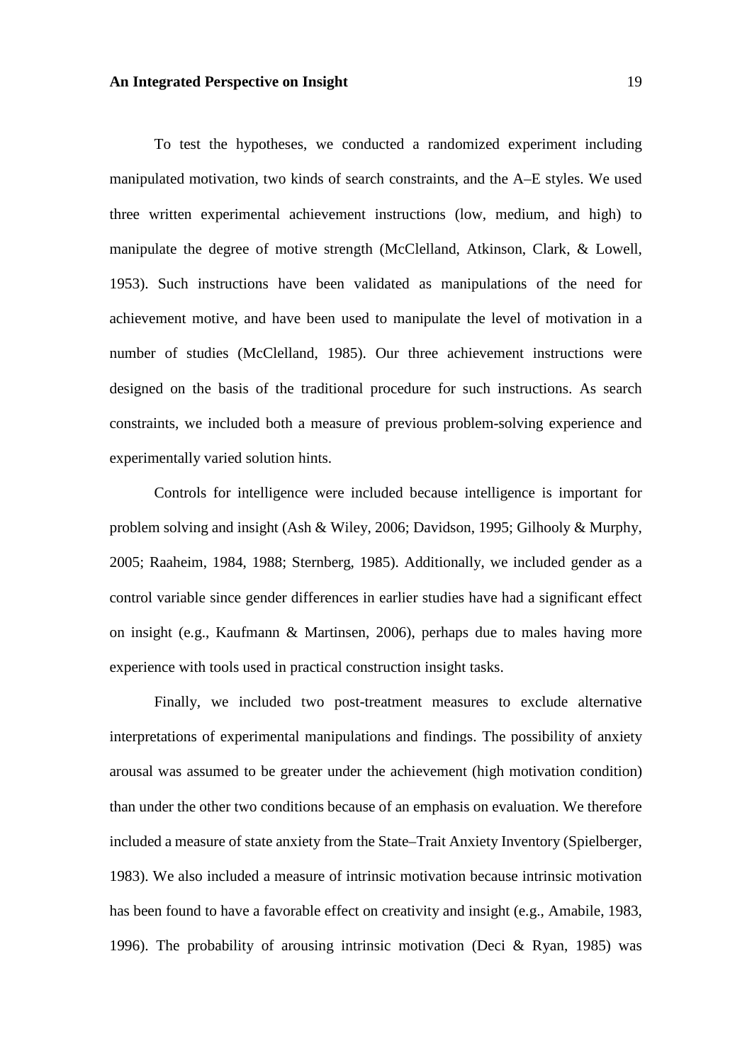To test the hypotheses, we conducted a randomized experiment including manipulated motivation, two kinds of search constraints, and the A–E styles. We used three written experimental achievement instructions (low, medium, and high) to manipulate the degree of motive strength (McClelland, Atkinson, Clark, & Lowell, 1953). Such instructions have been validated as manipulations of the need for achievement motive, and have been used to manipulate the level of motivation in a number of studies (McClelland, 1985). Our three achievement instructions were designed on the basis of the traditional procedure for such instructions. As search constraints, we included both a measure of previous problem-solving experience and experimentally varied solution hints.

Controls for intelligence were included because intelligence is important for problem solving and insight (Ash & Wiley, 2006; Davidson, 1995; Gilhooly & Murphy, 2005; Raaheim, 1984, 1988; Sternberg, 1985). Additionally, we included gender as a control variable since gender differences in earlier studies have had a significant effect on insight (e.g., Kaufmann & Martinsen, 2006), perhaps due to males having more experience with tools used in practical construction insight tasks.

Finally, we included two post-treatment measures to exclude alternative interpretations of experimental manipulations and findings. The possibility of anxiety arousal was assumed to be greater under the achievement (high motivation condition) than under the other two conditions because of an emphasis on evaluation. We therefore included a measure of state anxiety from the State–Trait Anxiety Inventory (Spielberger, 1983). We also included a measure of intrinsic motivation because intrinsic motivation has been found to have a favorable effect on creativity and insight (e.g., Amabile, 1983, 1996). The probability of arousing intrinsic motivation (Deci & Ryan, 1985) was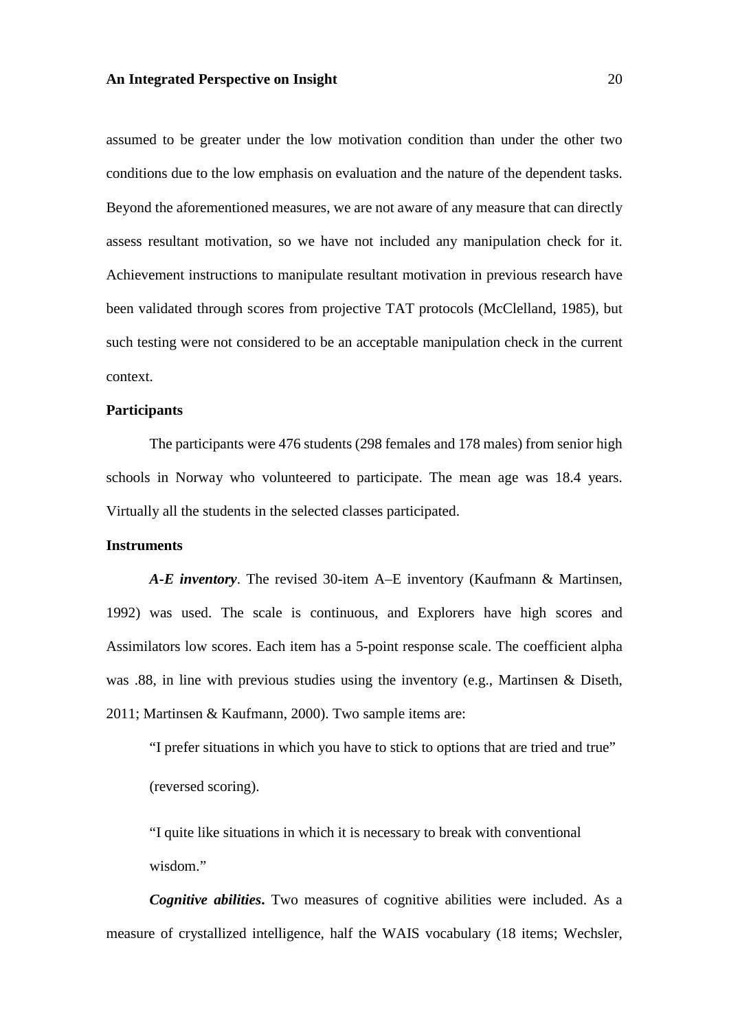assumed to be greater under the low motivation condition than under the other two conditions due to the low emphasis on evaluation and the nature of the dependent tasks. Beyond the aforementioned measures, we are not aware of any measure that can directly assess resultant motivation, so we have not included any manipulation check for it. Achievement instructions to manipulate resultant motivation in previous research have been validated through scores from projective TAT protocols (McClelland, 1985), but such testing were not considered to be an acceptable manipulation check in the current context.

**Participants**

The participants were 476 students (298 females and 178 males) from senior high schools in Norway who volunteered to participate. The mean age was 18.4 years. Virtually all the students in the selected classes participated.

**Instruments**

***A-E inventory***. The revised 30-item A–E inventory (Kaufmann & Martinsen, 1992) was used. The scale is continuous, and Explorers have high scores and Assimilators low scores. Each item has a 5-point response scale. The coefficient alpha was .88, in line with previous studies using the inventory (e.g., Martinsen & Diseth, 2011; Martinsen & Kaufmann, 2000). Two sample items are:

> "I prefer situations in which you have to stick to options that are tried and true" (reversed scoring).
>
> "I quite like situations in which it is necessary to break with conventional wisdom."

***Cognitive abilities***. Two measures of cognitive abilities were included. As a measure of crystallized intelligence, half the WAIS vocabulary (18 items; Wechsler,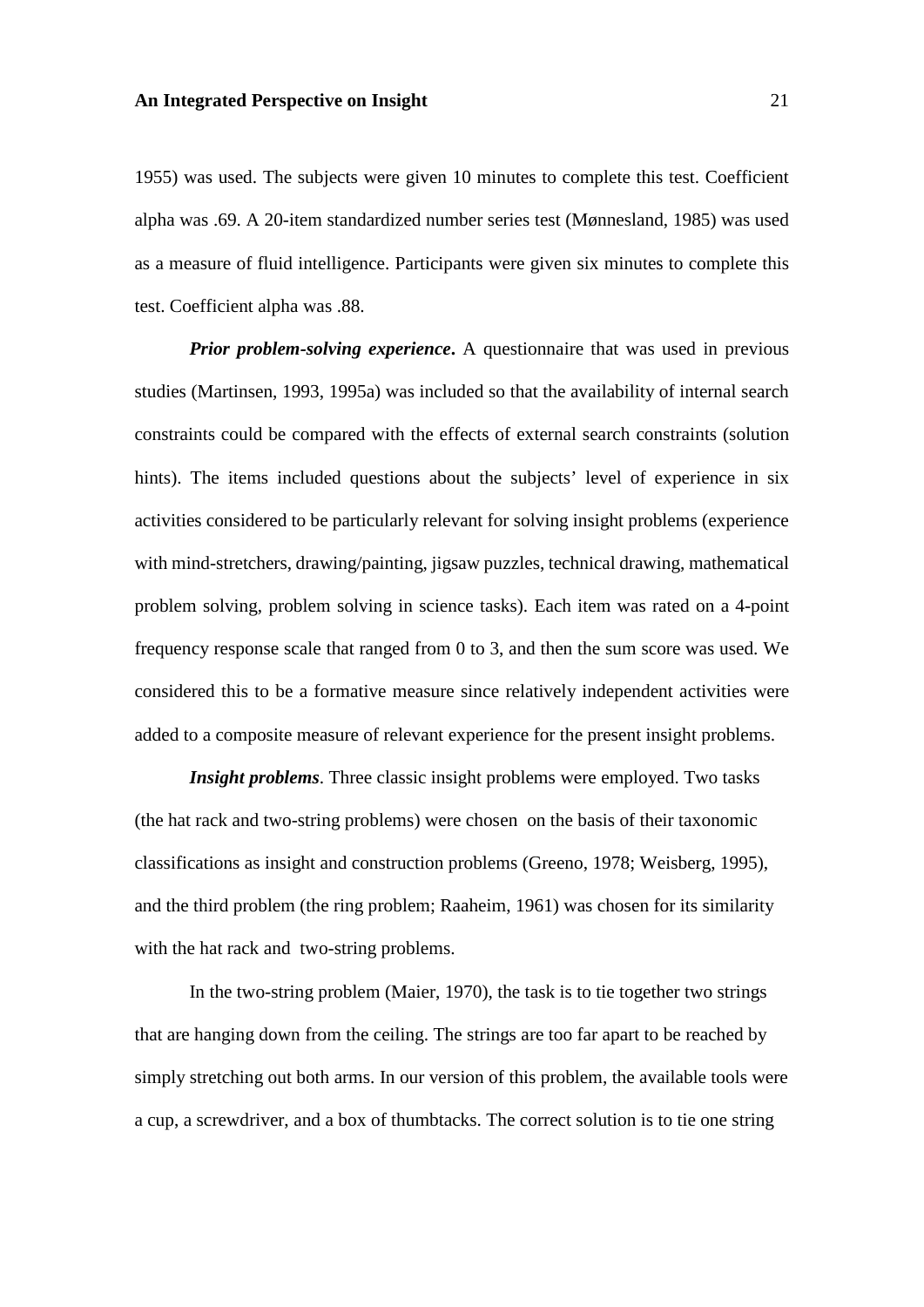1955) was used. The subjects were given 10 minutes to complete this test. Coefficient alpha was .69. A 20-item standardized number series test (Mønnesland, 1985) was used as a measure of fluid intelligence. Participants were given six minutes to complete this test. Coefficient alpha was .88.

***Prior problem-solving experience***. A questionnaire that was used in previous studies (Martinsen, 1993, 1995a) was included so that the availability of internal search constraints could be compared with the effects of external search constraints (solution hints). The items included questions about the subjects' level of experience in six activities considered to be particularly relevant for solving insight problems (experience with mind-stretchers, drawing/painting, jigsaw puzzles, technical drawing, mathematical problem solving, problem solving in science tasks). Each item was rated on a 4-point frequency response scale that ranged from 0 to 3, and then the sum score was used. We considered this to be a formative measure since relatively independent activities were added to a composite measure of relevant experience for the present insight problems.

***Insight problems***. Three classic insight problems were employed. Two tasks (the hat rack and two-string problems) were chosen on the basis of their taxonomic classifications as insight and construction problems (Greeno, 1978; Weisberg, 1995), and the third problem (the ring problem; Raaheim, 1961) was chosen for its similarity with the hat rack and two-string problems.

In the two-string problem (Maier, 1970), the task is to tie together two strings that are hanging down from the ceiling. The strings are too far apart to be reached by simply stretching out both arms. In our version of this problem, the available tools were a cup, a screwdriver, and a box of thumbtacks. The correct solution is to tie one string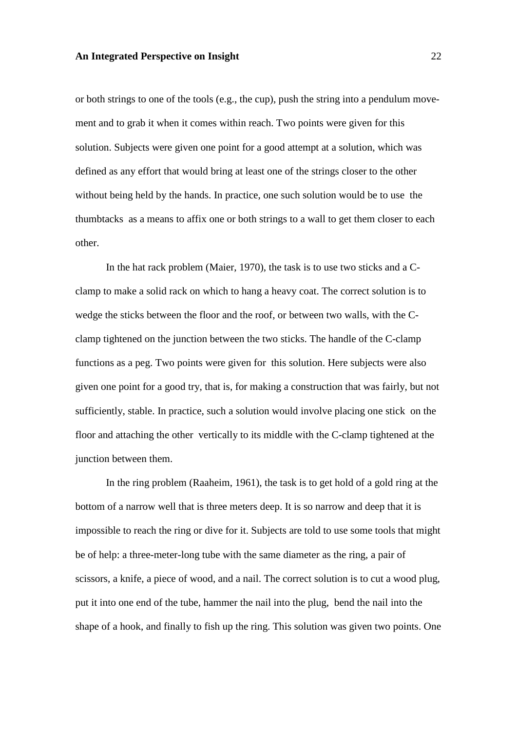or both strings to one of the tools (e.g., the cup), push the string into a pendulum movement and to grab it when it comes within reach. Two points were given for this solution. Subjects were given one point for a good attempt at a solution, which was defined as any effort that would bring at least one of the strings closer to the other without being held by the hands. In practice, one such solution would be to use the thumbtacks as a means to affix one or both strings to a wall to get them closer to each other.

In the hat rack problem (Maier, 1970), the task is to use two sticks and a C-clamp to make a solid rack on which to hang a heavy coat. The correct solution is to wedge the sticks between the floor and the roof, or between two walls, with the C-clamp tightened on the junction between the two sticks. The handle of the C-clamp functions as a peg. Two points were given for this solution. Here subjects were also given one point for a good try, that is, for making a construction that was fairly, but not sufficiently, stable. In practice, such a solution would involve placing one stick on the floor and attaching the other vertically to its middle with the C-clamp tightened at the junction between them.

In the ring problem (Raaheim, 1961), the task is to get hold of a gold ring at the bottom of a narrow well that is three meters deep. It is so narrow and deep that it is impossible to reach the ring or dive for it. Subjects are told to use some tools that might be of help: a three-meter-long tube with the same diameter as the ring, a pair of scissors, a knife, a piece of wood, and a nail. The correct solution is to cut a wood plug, put it into one end of the tube, hammer the nail into the plug, bend the nail into the shape of a hook, and finally to fish up the ring. This solution was given two points. One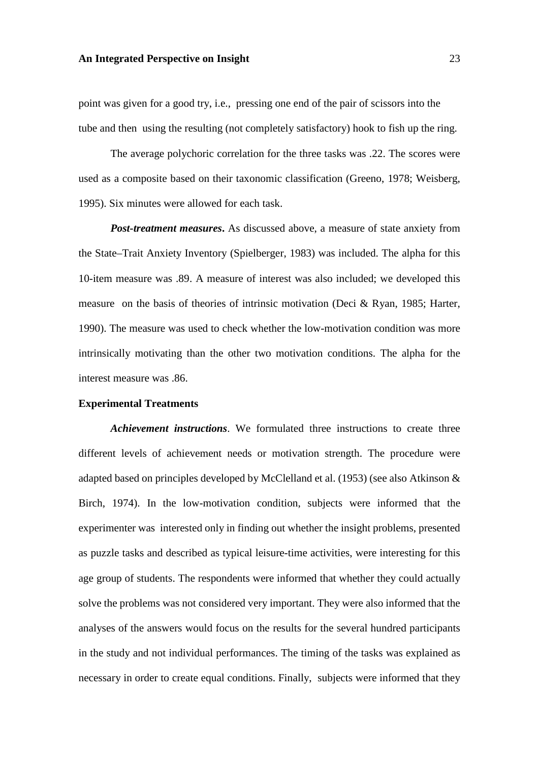point was given for a good try, i.e., pressing one end of the pair of scissors into the tube and then using the resulting (not completely satisfactory) hook to fish up the ring.

The average polychoric correlation for the three tasks was .22. The scores were used as a composite based on their taxonomic classification (Greeno, 1978; Weisberg, 1995). Six minutes were allowed for each task.

***Post-treatment measures***. As discussed above, a measure of state anxiety from the State–Trait Anxiety Inventory (Spielberger, 1983) was included. The alpha for this 10-item measure was .89. A measure of interest was also included; we developed this measure on the basis of theories of intrinsic motivation (Deci & Ryan, 1985; Harter, 1990). The measure was used to check whether the low-motivation condition was more intrinsically motivating than the other two motivation conditions. The alpha for the interest measure was .86.

**Experimental Treatments**

***Achievement instructions***. We formulated three instructions to create three different levels of achievement needs or motivation strength. The procedure were adapted based on principles developed by McClelland et al. (1953) (see also Atkinson & Birch, 1974). In the low-motivation condition, subjects were informed that the experimenter was interested only in finding out whether the insight problems, presented as puzzle tasks and described as typical leisure-time activities, were interesting for this age group of students. The respondents were informed that whether they could actually solve the problems was not considered very important. They were also informed that the analyses of the answers would focus on the results for the several hundred participants in the study and not individual performances. The timing of the tasks was explained as necessary in order to create equal conditions. Finally, subjects were informed that they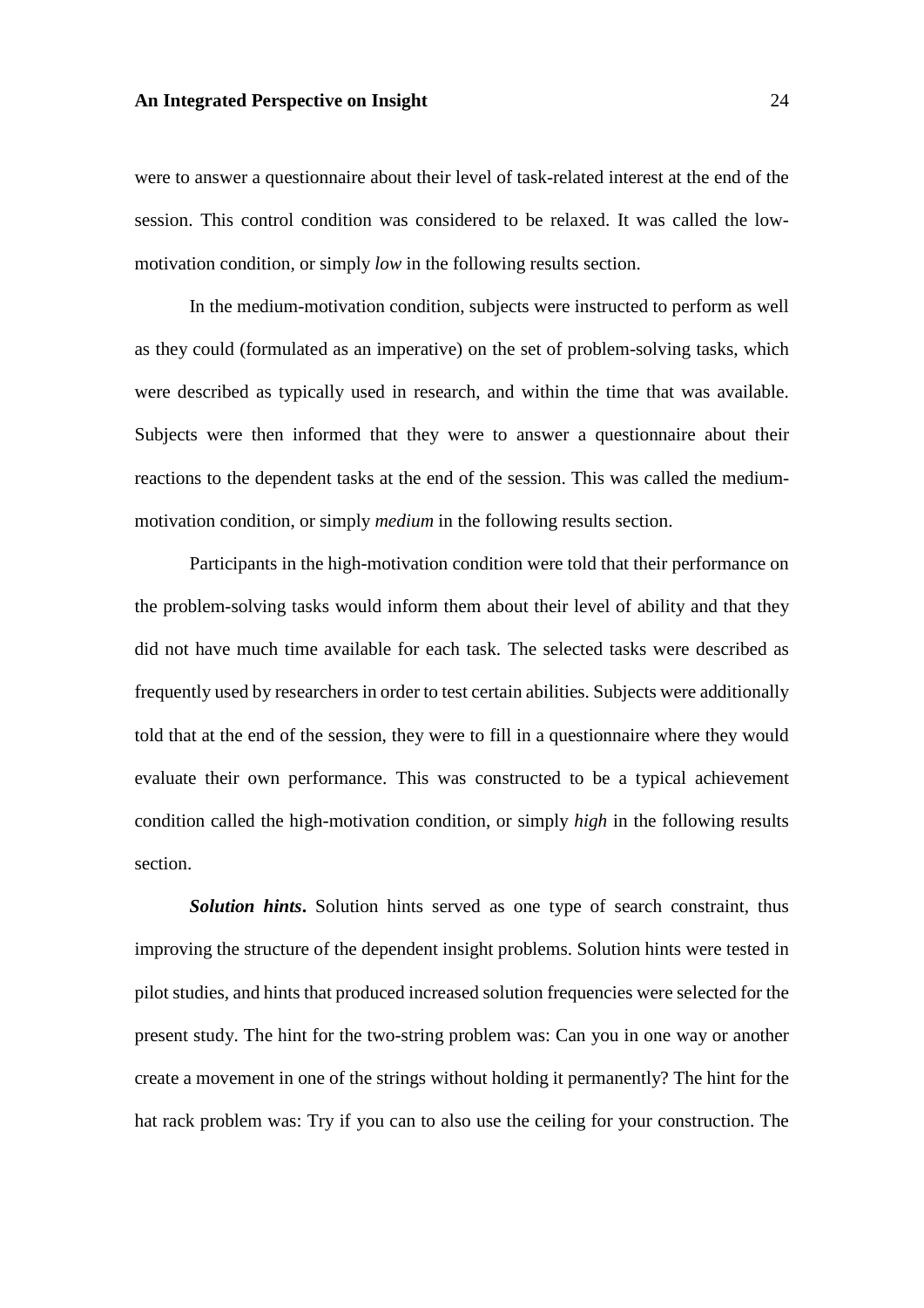were to answer a questionnaire about their level of task-related interest at the end of the session. This control condition was considered to be relaxed. It was called the low-motivation condition, or simply *low* in the following results section.

In the medium-motivation condition, subjects were instructed to perform as well as they could (formulated as an imperative) on the set of problem-solving tasks, which were described as typically used in research, and within the time that was available. Subjects were then informed that they were to answer a questionnaire about their reactions to the dependent tasks at the end of the session. This was called the medium-motivation condition, or simply *medium* in the following results section.

Participants in the high-motivation condition were told that their performance on the problem-solving tasks would inform them about their level of ability and that they did not have much time available for each task. The selected tasks were described as frequently used by researchers in order to test certain abilities. Subjects were additionally told that at the end of the session, they were to fill in a questionnaire where they would evaluate their own performance. This was constructed to be a typical achievement condition called the high-motivation condition, or simply *high* in the following results section.

***Solution hints*.** Solution hints served as one type of search constraint, thus improving the structure of the dependent insight problems. Solution hints were tested in pilot studies, and hints that produced increased solution frequencies were selected for the present study. The hint for the two-string problem was: Can you in one way or another create a movement in one of the strings without holding it permanently? The hint for the hat rack problem was: Try if you can to also use the ceiling for your construction. The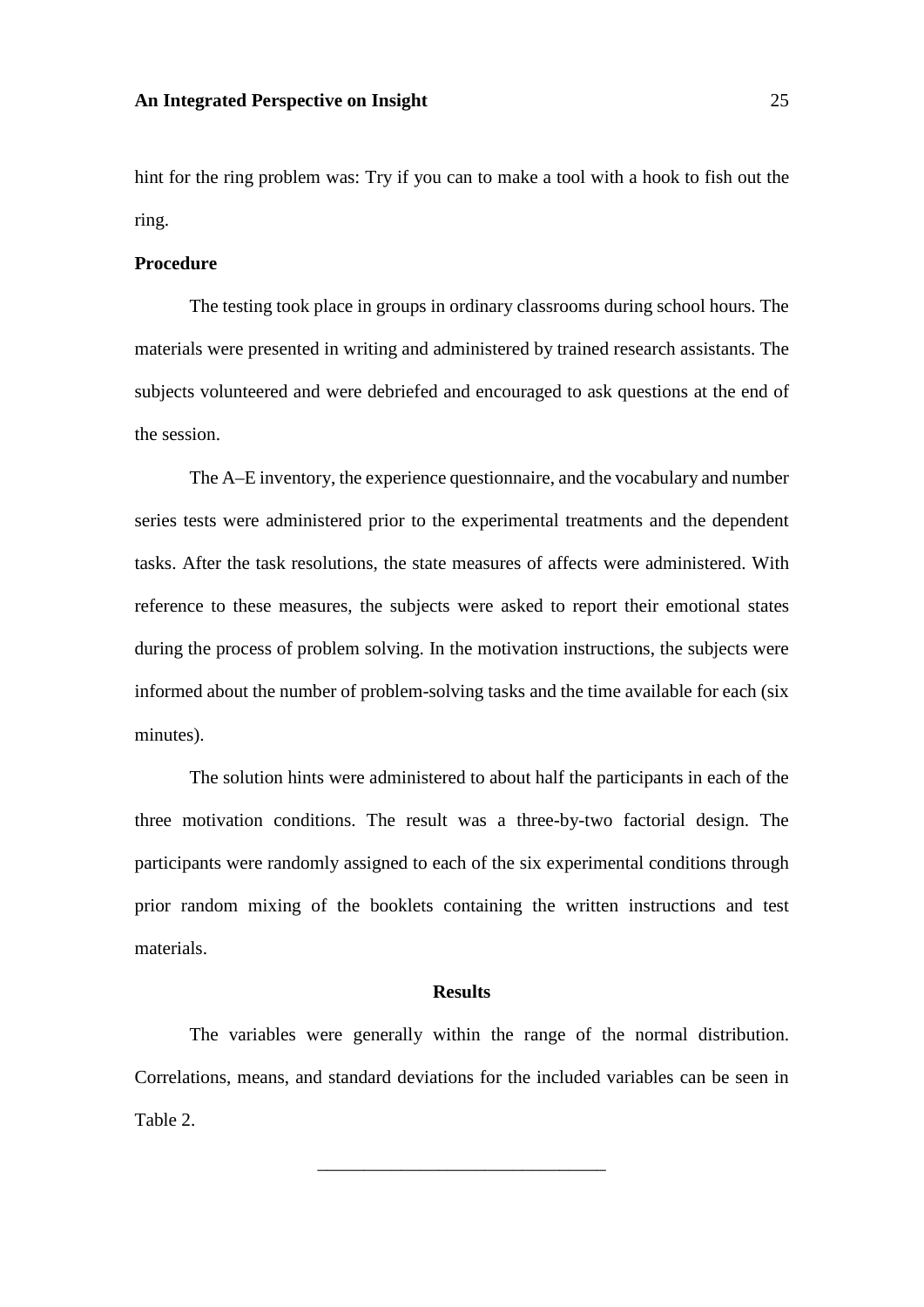hint for the ring problem was: Try if you can to make a tool with a hook to fish out the ring.

**Procedure**

The testing took place in groups in ordinary classrooms during school hours. The materials were presented in writing and administered by trained research assistants. The subjects volunteered and were debriefed and encouraged to ask questions at the end of the session.

The A–E inventory, the experience questionnaire, and the vocabulary and number series tests were administered prior to the experimental treatments and the dependent tasks. After the task resolutions, the state measures of affects were administered. With reference to these measures, the subjects were asked to report their emotional states during the process of problem solving. In the motivation instructions, the subjects were informed about the number of problem-solving tasks and the time available for each (six minutes).

The solution hints were administered to about half the participants in each of the three motivation conditions. The result was a three-by-two factorial design. The participants were randomly assigned to each of the six experimental conditions through prior random mixing of the booklets containing the written instructions and test materials.

## Results

The variables were generally within the range of the normal distribution. Correlations, means, and standard deviations for the included variables can be seen in Table 2.

_______________________________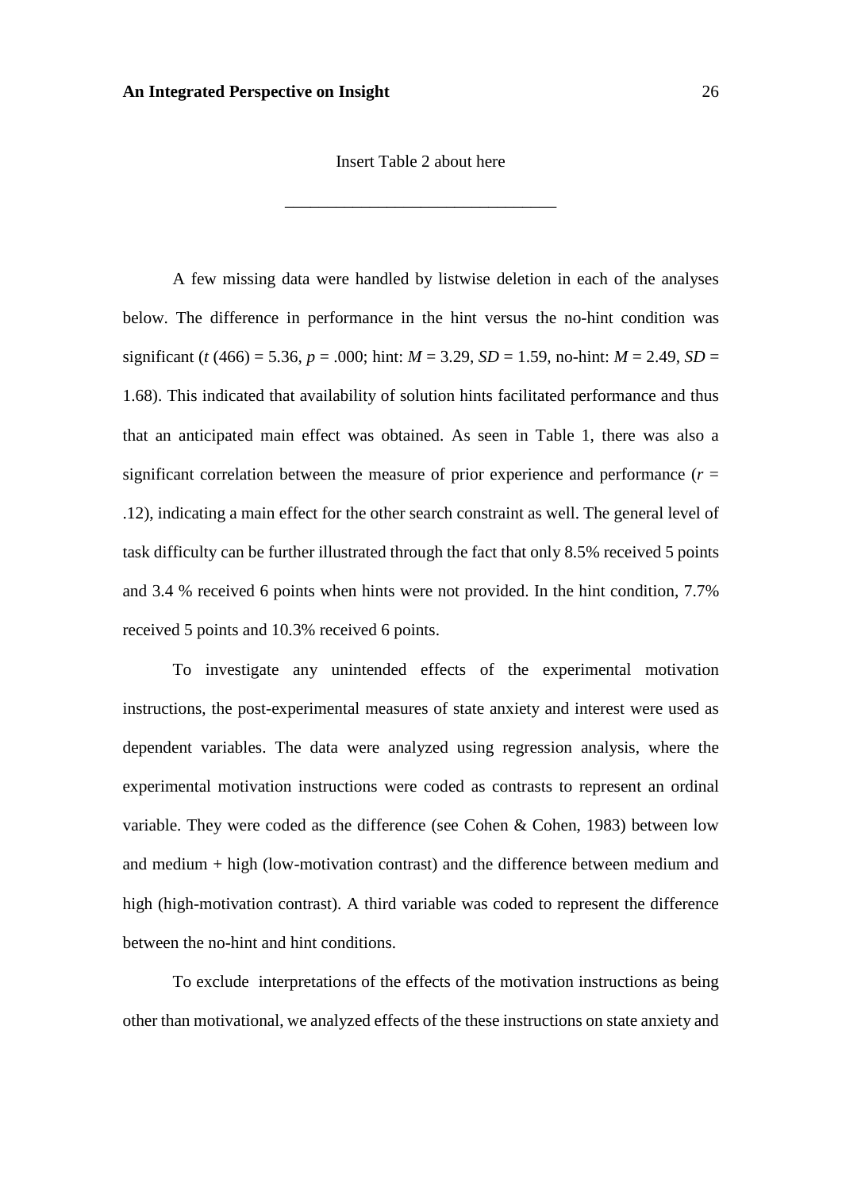Insert Table 2 about here

________________________________

A few missing data were handled by listwise deletion in each of the analyses below. The difference in performance in the hint versus the no-hint condition was significant ($t$ (466) = 5.36, $p$ = .000; hint: $M$ = 3.29, $SD$ = 1.59, no-hint: $M$ = 2.49, $SD$ = 1.68). This indicated that availability of solution hints facilitated performance and thus that an anticipated main effect was obtained. As seen in Table 1, there was also a significant correlation between the measure of prior experience and performance ($r$ = .12), indicating a main effect for the other search constraint as well. The general level of task difficulty can be further illustrated through the fact that only 8.5% received 5 points and 3.4 % received 6 points when hints were not provided. In the hint condition, 7.7% received 5 points and 10.3% received 6 points.

To investigate any unintended effects of the experimental motivation instructions, the post-experimental measures of state anxiety and interest were used as dependent variables. The data were analyzed using regression analysis, where the experimental motivation instructions were coded as contrasts to represent an ordinal variable. They were coded as the difference (see Cohen & Cohen, 1983) between low and medium + high (low-motivation contrast) and the difference between medium and high (high-motivation contrast). A third variable was coded to represent the difference between the no-hint and hint conditions.

To exclude interpretations of the effects of the motivation instructions as being other than motivational, we analyzed effects of the these instructions on state anxiety and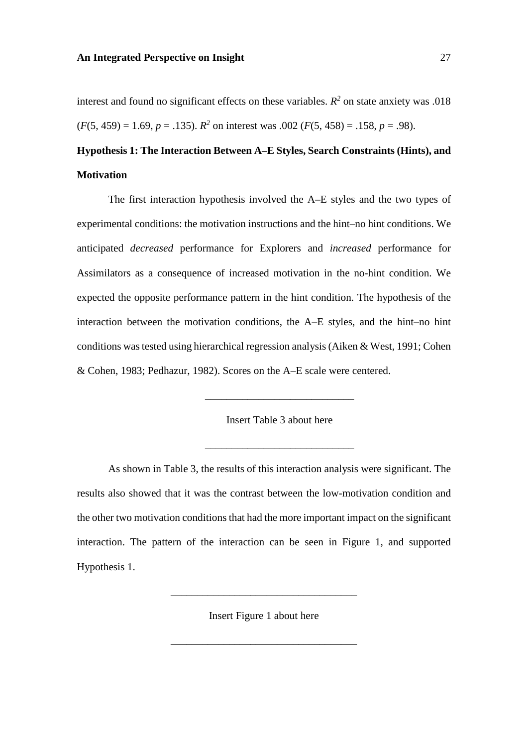interest and found no significant effects on these variables. $R^2$ on state anxiety was .018 ($F(5, 459) = 1.69$, $p = .135$). $R^2$ on interest was .002 ($F(5, 458) = .158$, $p = .98$).

## Hypothesis 1: The Interaction Between A–E Styles, Search Constraints (Hints), and Motivation

The first interaction hypothesis involved the A–E styles and the two types of experimental conditions: the motivation instructions and the hint–no hint conditions. We anticipated *decreased* performance for Explorers and *increased* performance for Assimilators as a consequence of increased motivation in the no-hint condition. We expected the opposite performance pattern in the hint condition. The hypothesis of the interaction between the motivation conditions, the A–E styles, and the hint–no hint conditions was tested using hierarchical regression analysis (Aiken & West, 1991; Cohen & Cohen, 1983; Pedhazur, 1982). Scores on the A–E scale were centered.

Insert Table 3 about here

As shown in Table 3, the results of this interaction analysis were significant. The results also showed that it was the contrast between the low-motivation condition and the other two motivation conditions that had the more important impact on the significant interaction. The pattern of the interaction can be seen in Figure 1, and supported Hypothesis 1.

Insert Figure 1 about here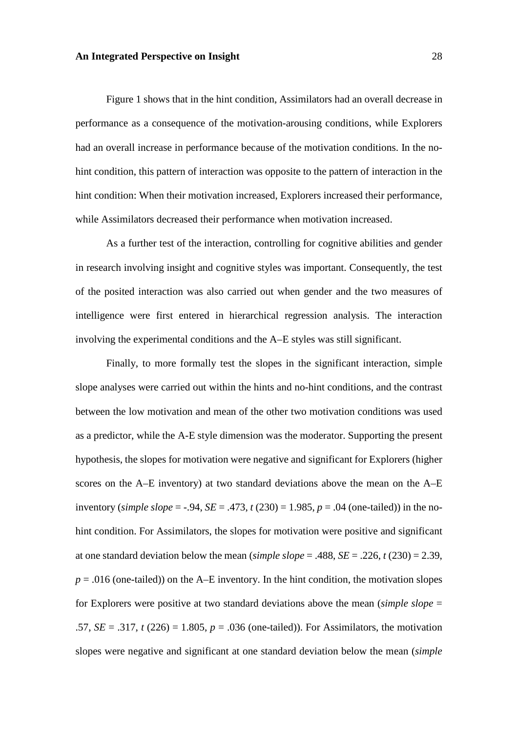Figure 1 shows that in the hint condition, Assimilators had an overall decrease in performance as a consequence of the motivation-arousing conditions, while Explorers had an overall increase in performance because of the motivation conditions. In the no-hint condition, this pattern of interaction was opposite to the pattern of interaction in the hint condition: When their motivation increased, Explorers increased their performance, while Assimilators decreased their performance when motivation increased.

As a further test of the interaction, controlling for cognitive abilities and gender in research involving insight and cognitive styles was important. Consequently, the test of the posited interaction was also carried out when gender and the two measures of intelligence were first entered in hierarchical regression analysis. The interaction involving the experimental conditions and the A–E styles was still significant.

Finally, to more formally test the slopes in the significant interaction, simple slope analyses were carried out within the hints and no-hint conditions, and the contrast between the low motivation and mean of the other two motivation conditions was used as a predictor, while the A-E style dimension was the moderator. Supporting the present hypothesis, the slopes for motivation were negative and significant for Explorers (higher scores on the A–E inventory) at two standard deviations above the mean on the A–E inventory (*simple slope* = -.94, *SE* = .473, $t\,(230) = 1.985$, $p = .04$ (one-tailed)) in the no-hint condition. For Assimilators, the slopes for motivation were positive and significant at one standard deviation below the mean (*simple slope* = .488, *SE* = .226, $t\,(230) = 2.39$, $p = .016$ (one-tailed)) on the A–E inventory. In the hint condition, the motivation slopes for Explorers were positive at two standard deviations above the mean (*simple slope* = .57, *SE* = .317, $t\,(226) = 1.805$, $p = .036$ (one-tailed)). For Assimilators, the motivation slopes were negative and significant at one standard deviation below the mean (*simple*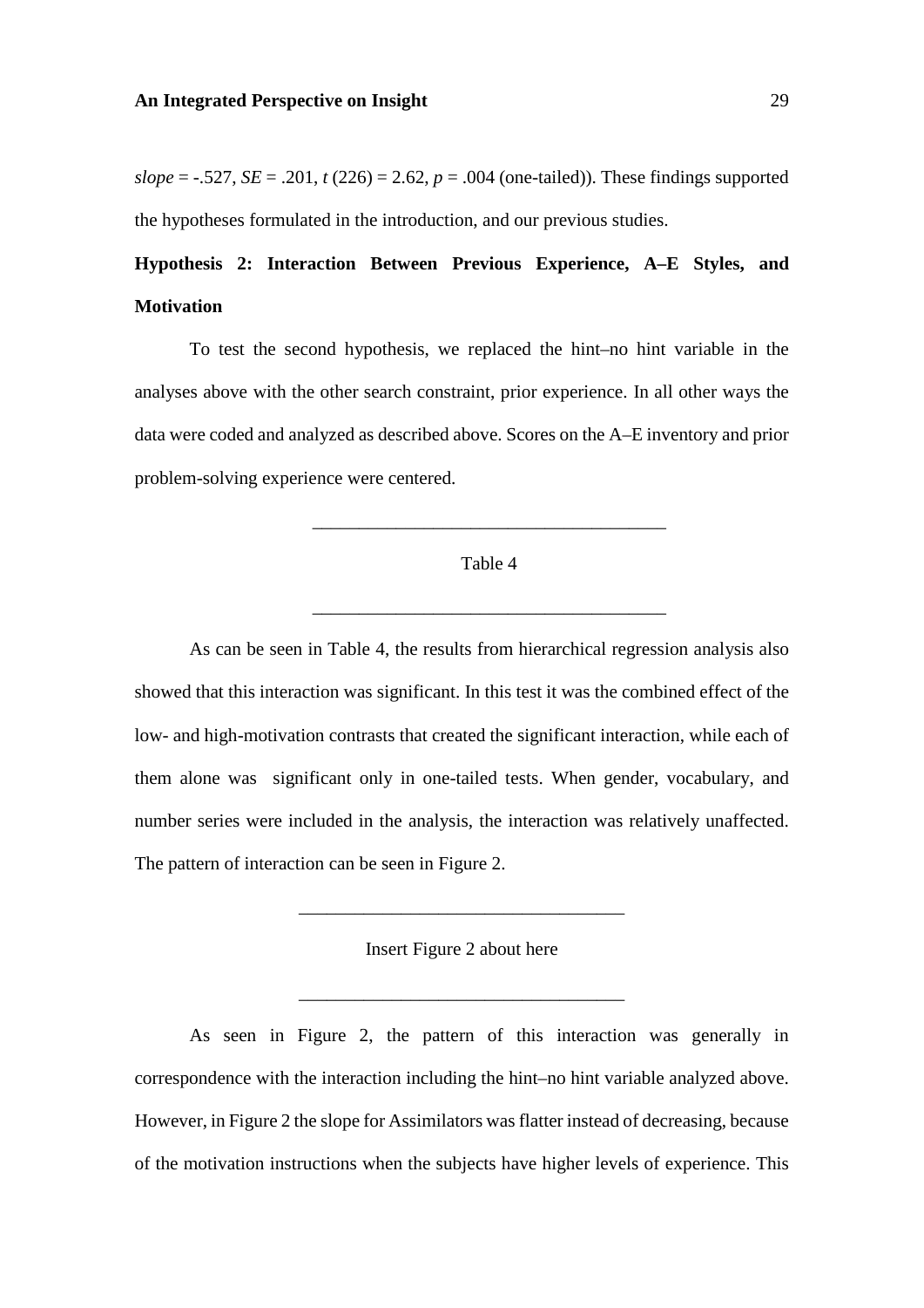*slope* = -.527, *SE* = .201, $t$ (226) = 2.62, $p$ = .004 (one-tailed)). These findings supported the hypotheses formulated in the introduction, and our previous studies.

### Hypothesis 2: Interaction Between Previous Experience, A–E Styles, and Motivation

To test the second hypothesis, we replaced the hint–no hint variable in the analyses above with the other search constraint, prior experience. In all other ways the data were coded and analyzed as described above. Scores on the A–E inventory and prior problem-solving experience were centered.

---

Table 4

---

As can be seen in Table 4, the results from hierarchical regression analysis also showed that this interaction was significant. In this test it was the combined effect of the low- and high-motivation contrasts that created the significant interaction, while each of them alone was significant only in one-tailed tests. When gender, vocabulary, and number series were included in the analysis, the interaction was relatively unaffected. The pattern of interaction can be seen in Figure 2.

---

Insert Figure 2 about here

---

As seen in Figure 2, the pattern of this interaction was generally in correspondence with the interaction including the hint–no hint variable analyzed above. However, in Figure 2 the slope for Assimilators was flatter instead of decreasing, because of the motivation instructions when the subjects have higher levels of experience. This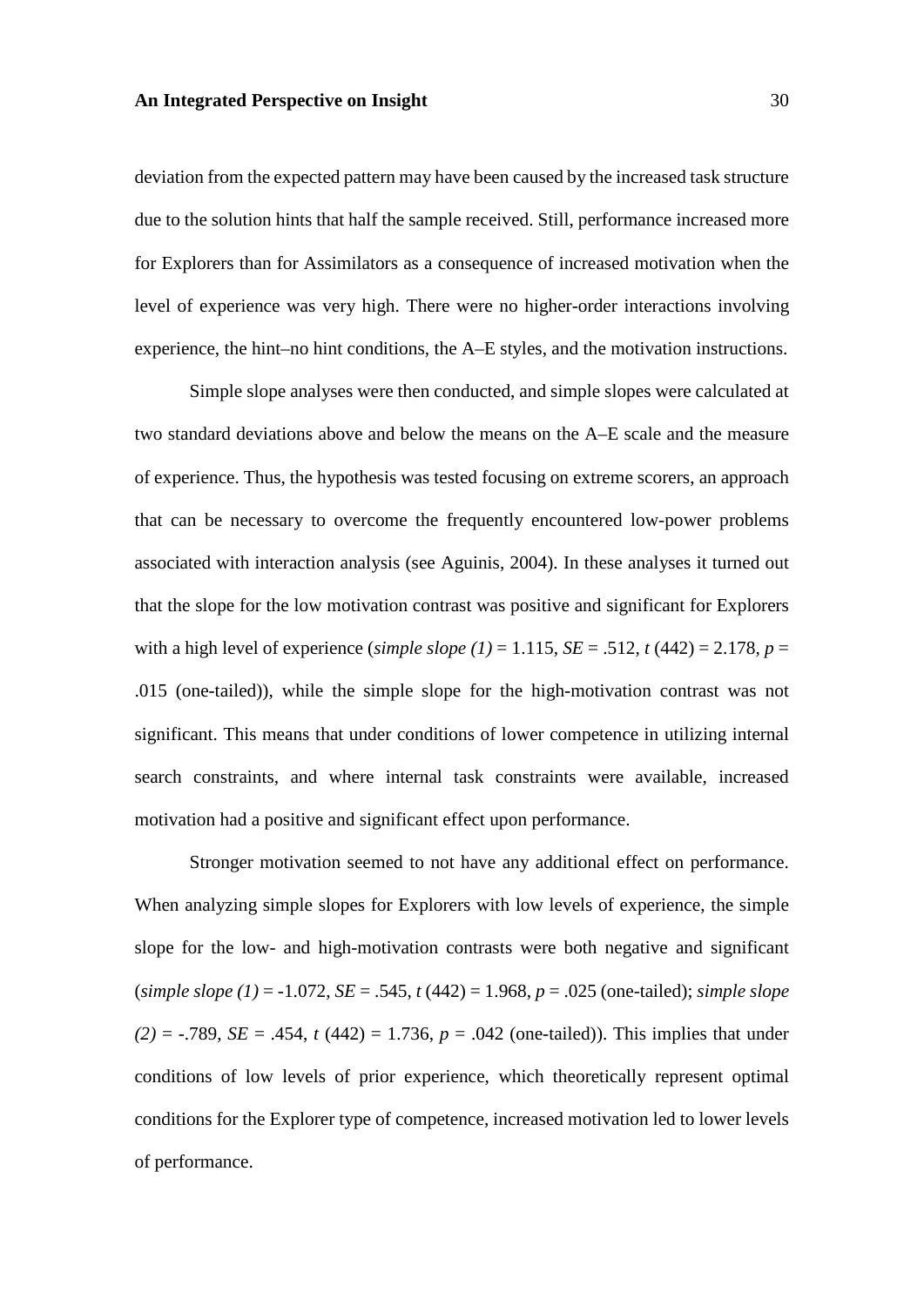deviation from the expected pattern may have been caused by the increased task structure due to the solution hints that half the sample received. Still, performance increased more for Explorers than for Assimilators as a consequence of increased motivation when the level of experience was very high. There were no higher-order interactions involving experience, the hint–no hint conditions, the A–E styles, and the motivation instructions.

Simple slope analyses were then conducted, and simple slopes were calculated at two standard deviations above and below the means on the A–E scale and the measure of experience. Thus, the hypothesis was tested focusing on extreme scorers, an approach that can be necessary to overcome the frequently encountered low-power problems associated with interaction analysis (see Aguinis, 2004). In these analyses it turned out that the slope for the low motivation contrast was positive and significant for Explorers with a high level of experience (*simple slope (1)* = 1.115, *SE* = .512, $t$ (442) = 2.178, $p$ = .015 (one-tailed)), while the simple slope for the high-motivation contrast was not significant. This means that under conditions of lower competence in utilizing internal search constraints, and where internal task constraints were available, increased motivation had a positive and significant effect upon performance.

Stronger motivation seemed to not have any additional effect on performance. When analyzing simple slopes for Explorers with low levels of experience, the simple slope for the low- and high-motivation contrasts were both negative and significant (*simple slope (1)* = -1.072, *SE* = .545, $t$ (442) = 1.968, $p$ = .025 (one-tailed); *simple slope (2)* = -.789, *SE* = .454, $t$ (442) = 1.736, $p$ = .042 (one-tailed)). This implies that under conditions of low levels of prior experience, which theoretically represent optimal conditions for the Explorer type of competence, increased motivation led to lower levels of performance.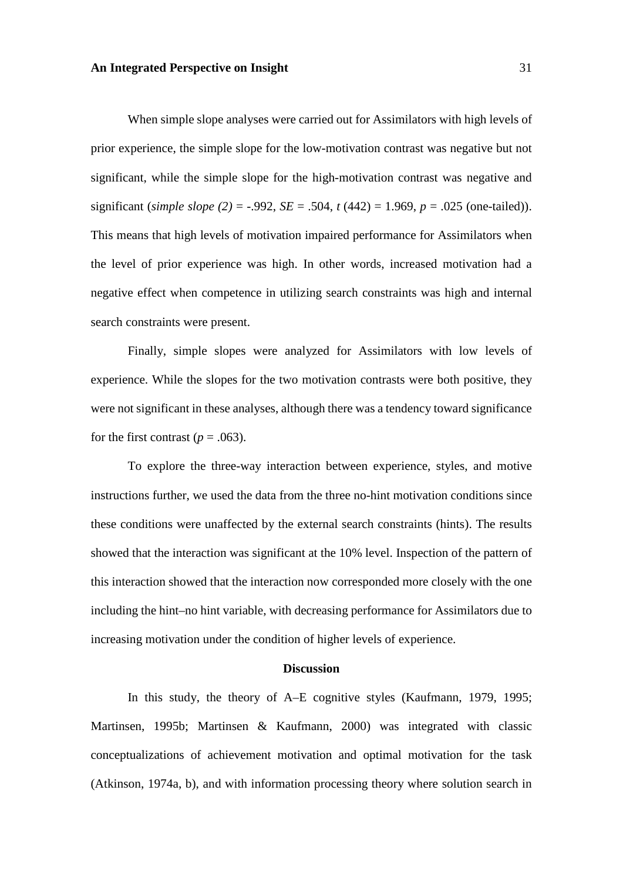When simple slope analyses were carried out for Assimilators with high levels of prior experience, the simple slope for the low-motivation contrast was negative but not significant, while the simple slope for the high-motivation contrast was negative and significant (*simple slope (2)* = -.992, *SE* = .504, $t$ (442) = 1.969, $p$ = .025 (one-tailed)). This means that high levels of motivation impaired performance for Assimilators when the level of prior experience was high. In other words, increased motivation had a negative effect when competence in utilizing search constraints was high and internal search constraints were present.

Finally, simple slopes were analyzed for Assimilators with low levels of experience. While the slopes for the two motivation contrasts were both positive, they were not significant in these analyses, although there was a tendency toward significance for the first contrast ($p$ = .063).

To explore the three-way interaction between experience, styles, and motive instructions further, we used the data from the three no-hint motivation conditions since these conditions were unaffected by the external search constraints (hints). The results showed that the interaction was significant at the 10% level. Inspection of the pattern of this interaction showed that the interaction now corresponded more closely with the one including the hint–no hint variable, with decreasing performance for Assimilators due to increasing motivation under the condition of higher levels of experience.

## Discussion

In this study, the theory of A–E cognitive styles (Kaufmann, 1979, 1995; Martinsen, 1995b; Martinsen & Kaufmann, 2000) was integrated with classic conceptualizations of achievement motivation and optimal motivation for the task (Atkinson, 1974a, b), and with information processing theory where solution search in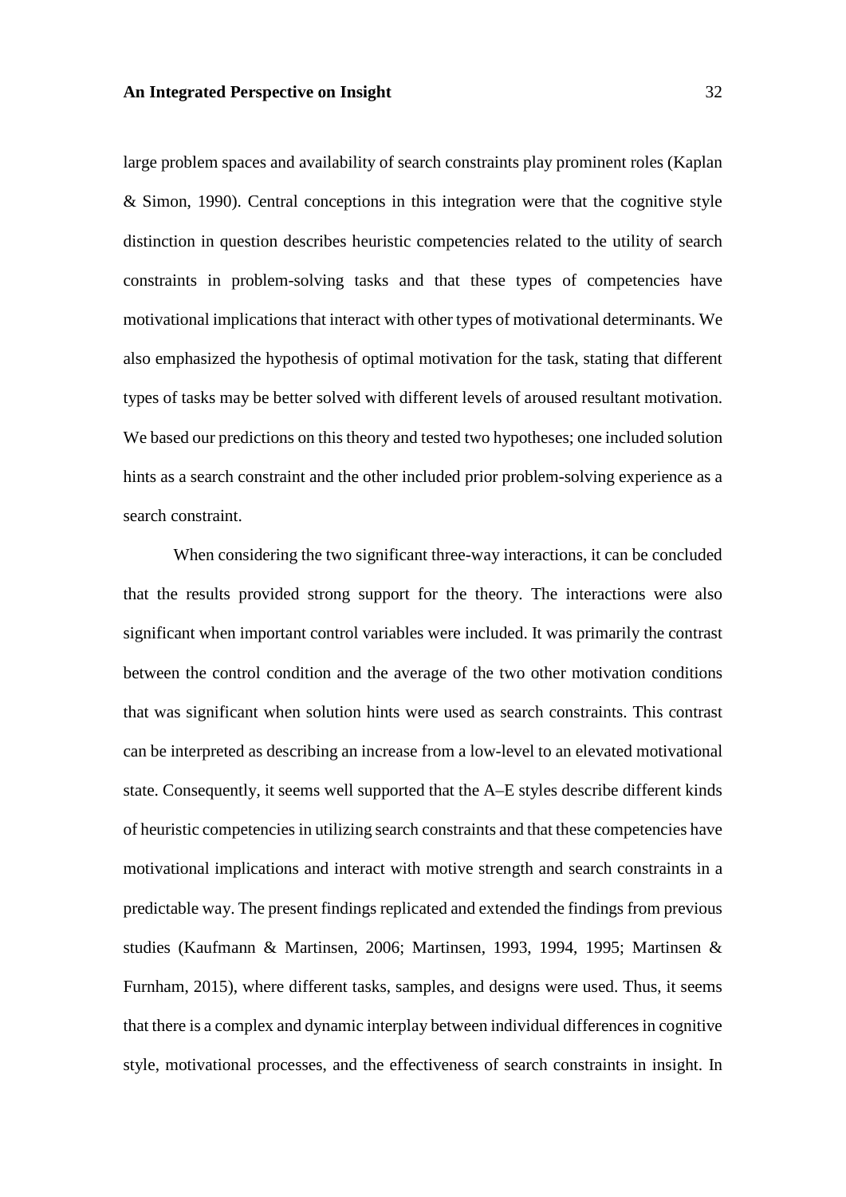large problem spaces and availability of search constraints play prominent roles (Kaplan & Simon, 1990). Central conceptions in this integration were that the cognitive style distinction in question describes heuristic competencies related to the utility of search constraints in problem-solving tasks and that these types of competencies have motivational implications that interact with other types of motivational determinants. We also emphasized the hypothesis of optimal motivation for the task, stating that different types of tasks may be better solved with different levels of aroused resultant motivation. We based our predictions on this theory and tested two hypotheses; one included solution hints as a search constraint and the other included prior problem-solving experience as a search constraint.

When considering the two significant three-way interactions, it can be concluded that the results provided strong support for the theory. The interactions were also significant when important control variables were included. It was primarily the contrast between the control condition and the average of the two other motivation conditions that was significant when solution hints were used as search constraints. This contrast can be interpreted as describing an increase from a low-level to an elevated motivational state. Consequently, it seems well supported that the A–E styles describe different kinds of heuristic competencies in utilizing search constraints and that these competencies have motivational implications and interact with motive strength and search constraints in a predictable way. The present findings replicated and extended the findings from previous studies (Kaufmann & Martinsen, 2006; Martinsen, 1993, 1994, 1995; Martinsen & Furnham, 2015), where different tasks, samples, and designs were used. Thus, it seems that there is a complex and dynamic interplay between individual differences in cognitive style, motivational processes, and the effectiveness of search constraints in insight. In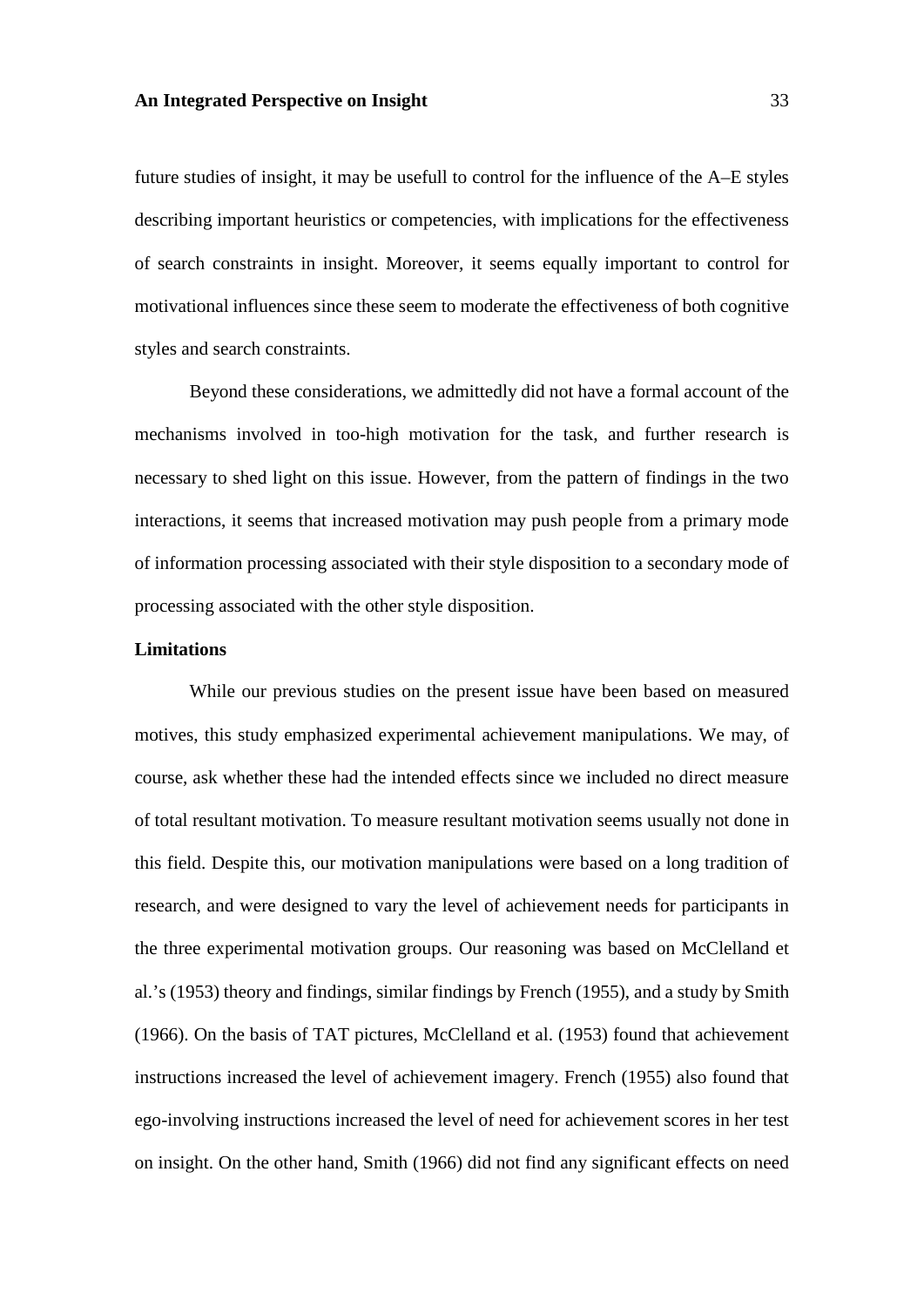future studies of insight, it may be usefull to control for the influence of the A–E styles describing important heuristics or competencies, with implications for the effectiveness of search constraints in insight. Moreover, it seems equally important to control for motivational influences since these seem to moderate the effectiveness of both cognitive styles and search constraints.

Beyond these considerations, we admittedly did not have a formal account of the mechanisms involved in too-high motivation for the task, and further research is necessary to shed light on this issue. However, from the pattern of findings in the two interactions, it seems that increased motivation may push people from a primary mode of information processing associated with their style disposition to a secondary mode of processing associated with the other style disposition.

## Limitations

While our previous studies on the present issue have been based on measured motives, this study emphasized experimental achievement manipulations. We may, of course, ask whether these had the intended effects since we included no direct measure of total resultant motivation. To measure resultant motivation seems usually not done in this field. Despite this, our motivation manipulations were based on a long tradition of research, and were designed to vary the level of achievement needs for participants in the three experimental motivation groups. Our reasoning was based on McClelland et al.'s (1953) theory and findings, similar findings by French (1955), and a study by Smith (1966). On the basis of TAT pictures, McClelland et al. (1953) found that achievement instructions increased the level of achievement imagery. French (1955) also found that ego-involving instructions increased the level of need for achievement scores in her test on insight. On the other hand, Smith (1966) did not find any significant effects on need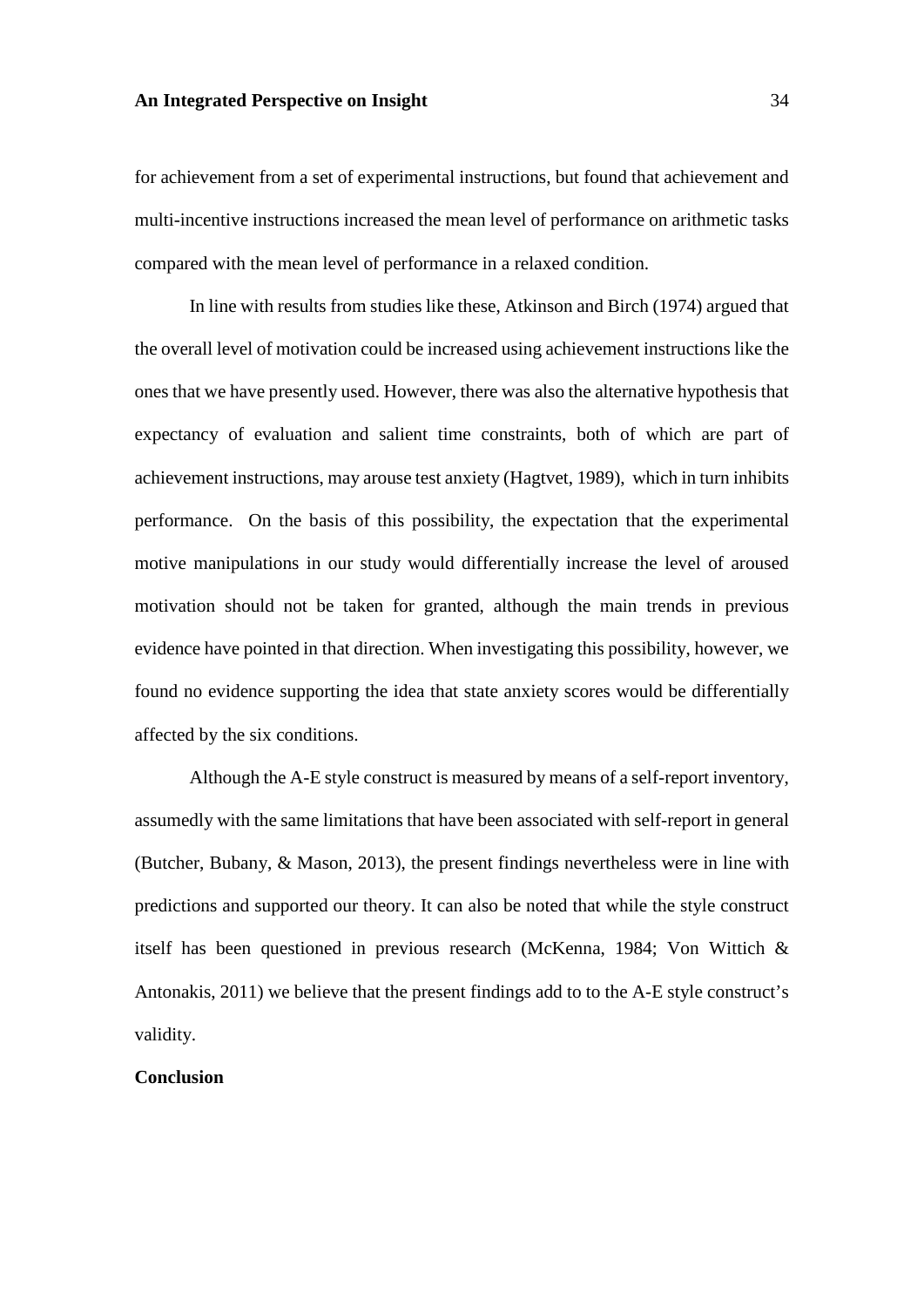for achievement from a set of experimental instructions, but found that achievement and multi-incentive instructions increased the mean level of performance on arithmetic tasks compared with the mean level of performance in a relaxed condition.

In line with results from studies like these, Atkinson and Birch (1974) argued that the overall level of motivation could be increased using achievement instructions like the ones that we have presently used. However, there was also the alternative hypothesis that expectancy of evaluation and salient time constraints, both of which are part of achievement instructions, may arouse test anxiety (Hagtvet, 1989), which in turn inhibits performance. On the basis of this possibility, the expectation that the experimental motive manipulations in our study would differentially increase the level of aroused motivation should not be taken for granted, although the main trends in previous evidence have pointed in that direction. When investigating this possibility, however, we found no evidence supporting the idea that state anxiety scores would be differentially affected by the six conditions.

Although the A-E style construct is measured by means of a self-report inventory, assumedly with the same limitations that have been associated with self-report in general (Butcher, Bubany, & Mason, 2013), the present findings nevertheless were in line with predictions and supported our theory. It can also be noted that while the style construct itself has been questioned in previous research (McKenna, 1984; Von Wittich & Antonakis, 2011) we believe that the present findings add to to the A-E style construct's validity.

## Conclusion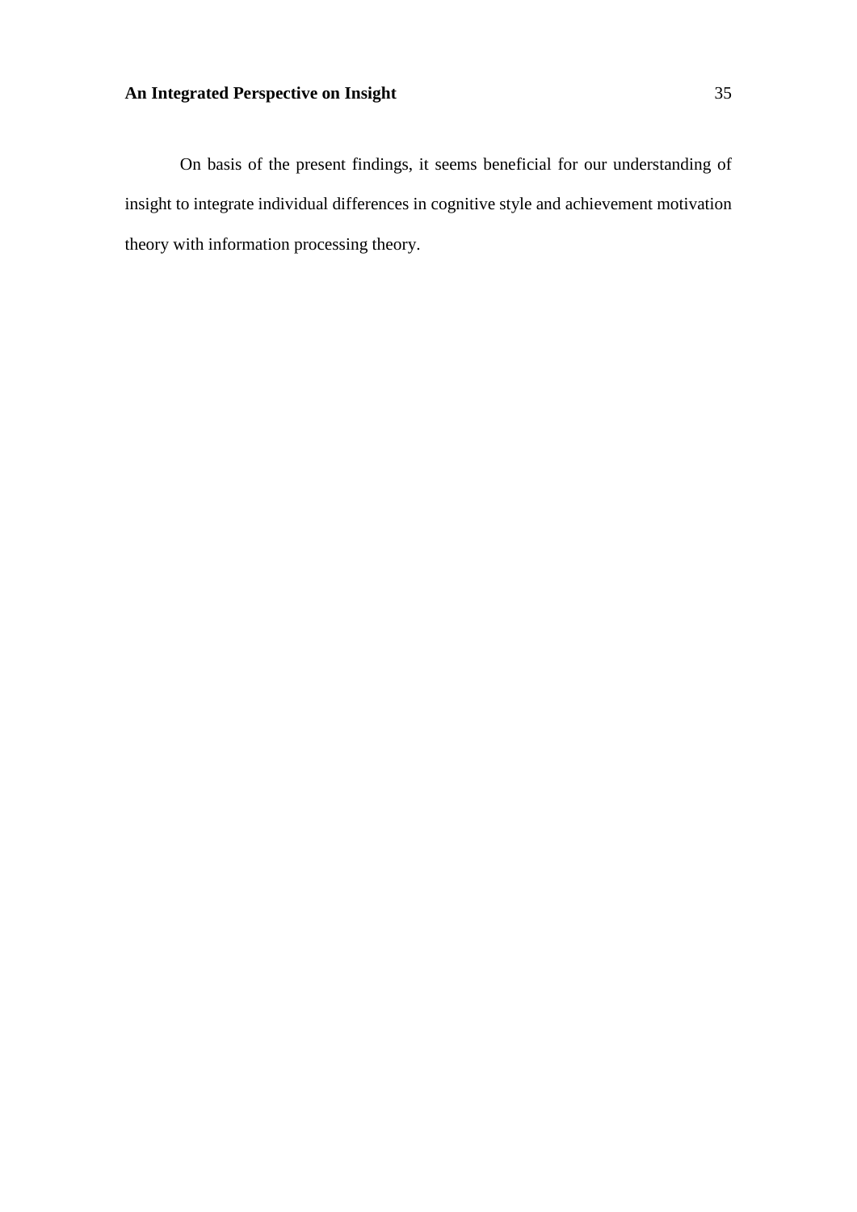On basis of the present findings, it seems beneficial for our understanding of insight to integrate individual differences in cognitive style and achievement motivation theory with information processing theory.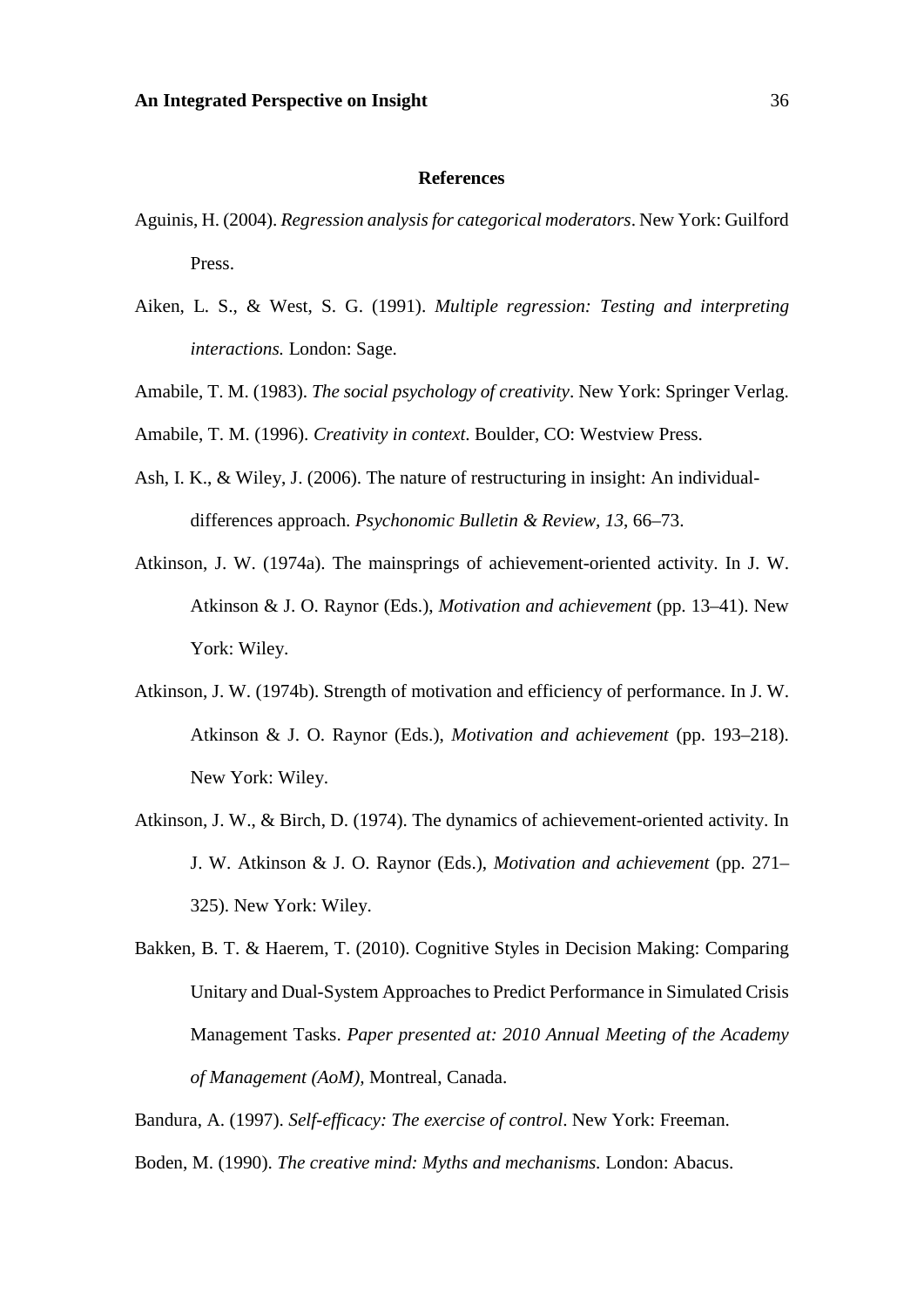## References

Aguinis, H. (2004). *Regression analysis for categorical moderators*. New York: Guilford Press.

Aiken, L. S., & West, S. G. (1991). *Multiple regression: Testing and interpreting interactions.* London: Sage.

Amabile, T. M. (1983). *The social psychology of creativity*. New York: Springer Verlag.

Amabile, T. M. (1996). *Creativity in context*. Boulder, CO: Westview Press.

Ash, I. K., & Wiley, J. (2006). The nature of restructuring in insight: An individual-differences approach. *Psychonomic Bulletin & Review, 13*, 66–73.

Atkinson, J. W. (1974a). The mainsprings of achievement-oriented activity. In J. W. Atkinson & J. O. Raynor (Eds.), *Motivation and achievement* (pp. 13–41). New York: Wiley.

Atkinson, J. W. (1974b). Strength of motivation and efficiency of performance. In J. W. Atkinson & J. O. Raynor (Eds.), *Motivation and achievement* (pp. 193–218). New York: Wiley.

Atkinson, J. W., & Birch, D. (1974). The dynamics of achievement-oriented activity. In J. W. Atkinson & J. O. Raynor (Eds.), *Motivation and achievement* (pp. 271–325). New York: Wiley.

Bakken, B. T. & Haerem, T. (2010). Cognitive Styles in Decision Making: Comparing Unitary and Dual-System Approaches to Predict Performance in Simulated Crisis Management Tasks. *Paper presented at: 2010 Annual Meeting of the Academy of Management (AoM),* Montreal, Canada.

Bandura, A. (1997). *Self-efficacy: The exercise of control*. New York: Freeman.

Boden, M. (1990). *The creative mind: Myths and mechanisms.* London: Abacus.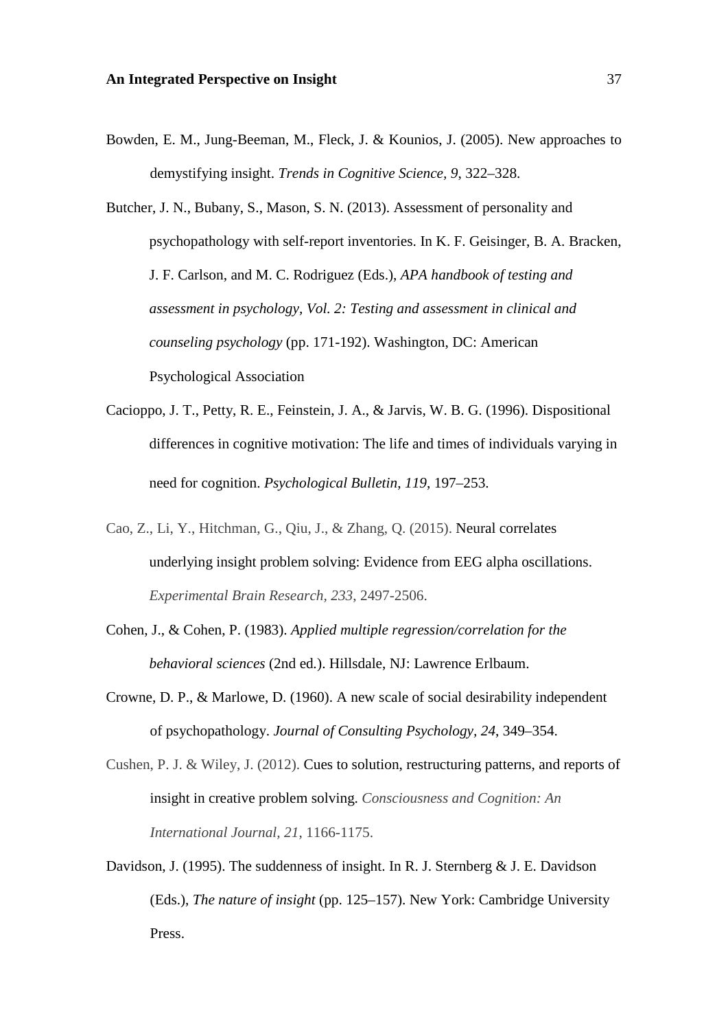Bowden, E. M., Jung-Beeman, M., Fleck, J. & Kounios, J. (2005). New approaches to demystifying insight. *Trends in Cognitive Science, 9*, 322–328.

Butcher, J. N., Bubany, S., Mason, S. N. (2013). Assessment of personality and psychopathology with self-report inventories. In K. F. Geisinger, B. A. Bracken, J. F. Carlson, and M. C. Rodriguez (Eds.), *APA handbook of testing and assessment in psychology, Vol. 2: Testing and assessment in clinical and counseling psychology* (pp. 171-192). Washington, DC: American Psychological Association

Cacioppo, J. T., Petty, R. E., Feinstein, J. A., & Jarvis, W. B. G. (1996). Dispositional differences in cognitive motivation: The life and times of individuals varying in need for cognition. *Psychological Bulletin*, *119*, 197–253.

Cao, Z., Li, Y., Hitchman, G., Qiu, J., & Zhang, Q. (2015). Neural correlates underlying insight problem solving: Evidence from EEG alpha oscillations. *Experimental Brain Research, 233*, 2497-2506.

Cohen, J., & Cohen, P. (1983). *Applied multiple regression/correlation for the behavioral sciences* (2nd ed.). Hillsdale, NJ: Lawrence Erlbaum.

Crowne, D. P., & Marlowe, D. (1960). A new scale of social desirability independent of psychopathology. *Journal of Consulting Psychology, 24*, 349–354.

Cushen, P. J. & Wiley, J. (2012). Cues to solution, restructuring patterns, and reports of insight in creative problem solving. *Consciousness and Cognition: An International Journal, 21*, 1166-1175.

Davidson, J. (1995). The suddenness of insight. In R. J. Sternberg & J. E. Davidson (Eds.), *The nature of insight* (pp. 125–157). New York: Cambridge University Press.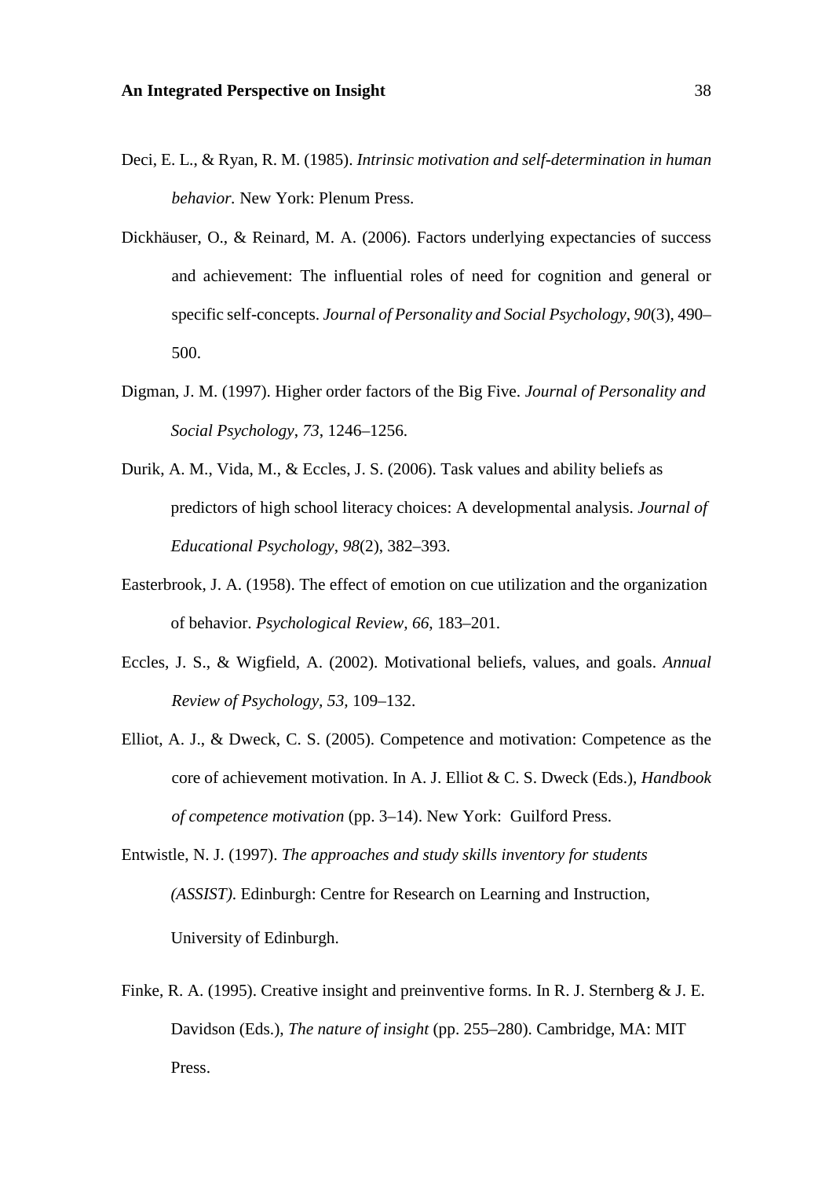Deci, E. L., & Ryan, R. M. (1985). *Intrinsic motivation and self-determination in human behavior.* New York: Plenum Press.

Dickhäuser, O., & Reinard, M. A. (2006). Factors underlying expectancies of success and achievement: The influential roles of need for cognition and general or specific self-concepts. *Journal of Personality and Social Psychology*, *90*(3), 490–500.

Digman, J. M. (1997). Higher order factors of the Big Five. *Journal of Personality and Social Psychology*, *73*, 1246–1256.

Durik, A. M., Vida, M., & Eccles, J. S. (2006). Task values and ability beliefs as predictors of high school literacy choices: A developmental analysis. *Journal of Educational Psychology*, *98*(2), 382–393.

Easterbrook, J. A. (1958). The effect of emotion on cue utilization and the organization of behavior. *Psychological Review, 66*, 183–201.

Eccles, J. S., & Wigfield, A. (2002). Motivational beliefs, values, and goals. *Annual Review of Psychology, 53,* 109–132.

Elliot, A. J., & Dweck, C. S. (2005). Competence and motivation: Competence as the core of achievement motivation. In A. J. Elliot & C. S. Dweck (Eds.), *Handbook of competence motivation* (pp. 3–14). New York: Guilford Press.

Entwistle, N. J. (1997). *The approaches and study skills inventory for students (ASSIST).* Edinburgh: Centre for Research on Learning and Instruction, University of Edinburgh.

Finke, R. A. (1995). Creative insight and preinventive forms. In R. J. Sternberg & J. E. Davidson (Eds.), *The nature of insight* (pp. 255–280). Cambridge, MA: MIT Press.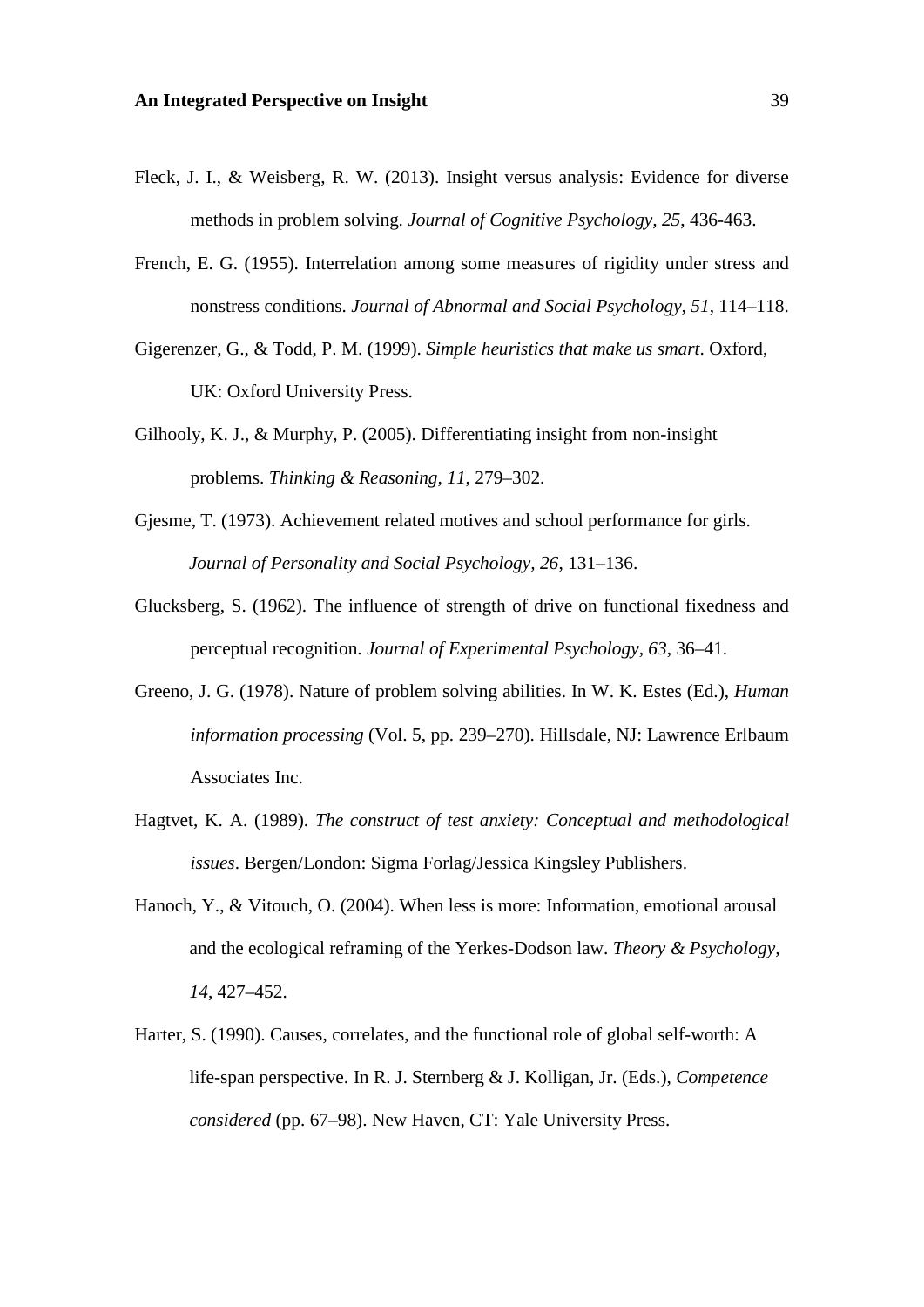Fleck, J. I., & Weisberg, R. W. (2013). Insight versus analysis: Evidence for diverse methods in problem solving. *Journal of Cognitive Psychology, 25*, 436-463.

French, E. G. (1955). Interrelation among some measures of rigidity under stress and nonstress conditions. *Journal of Abnormal and Social Psychology, 51*, 114–118.

Gigerenzer, G., & Todd, P. M. (1999). *Simple heuristics that make us smart*. Oxford, UK: Oxford University Press.

Gilhooly, K. J., & Murphy, P. (2005). Differentiating insight from non-insight problems. *Thinking & Reasoning, 11*, 279–302.

Gjesme, T. (1973). Achievement related motives and school performance for girls. *Journal of Personality and Social Psychology, 26*, 131–136.

Glucksberg, S. (1962). The influence of strength of drive on functional fixedness and perceptual recognition. *Journal of Experimental Psychology, 63*, 36–41.

Greeno, J. G. (1978). Nature of problem solving abilities. In W. K. Estes (Ed.), *Human information processing* (Vol. 5, pp. 239–270). Hillsdale, NJ: Lawrence Erlbaum Associates Inc.

Hagtvet, K. A. (1989). *The construct of test anxiety: Conceptual and methodological issues*. Bergen/London: Sigma Forlag/Jessica Kingsley Publishers.

Hanoch, Y., & Vitouch, O. (2004). When less is more: Information, emotional arousal and the ecological reframing of the Yerkes-Dodson law. *Theory & Psychology, 14*, 427–452.

Harter, S. (1990). Causes, correlates, and the functional role of global self-worth: A life-span perspective. In R. J. Sternberg & J. Kolligan, Jr. (Eds.), *Competence considered* (pp. 67–98). New Haven, CT: Yale University Press.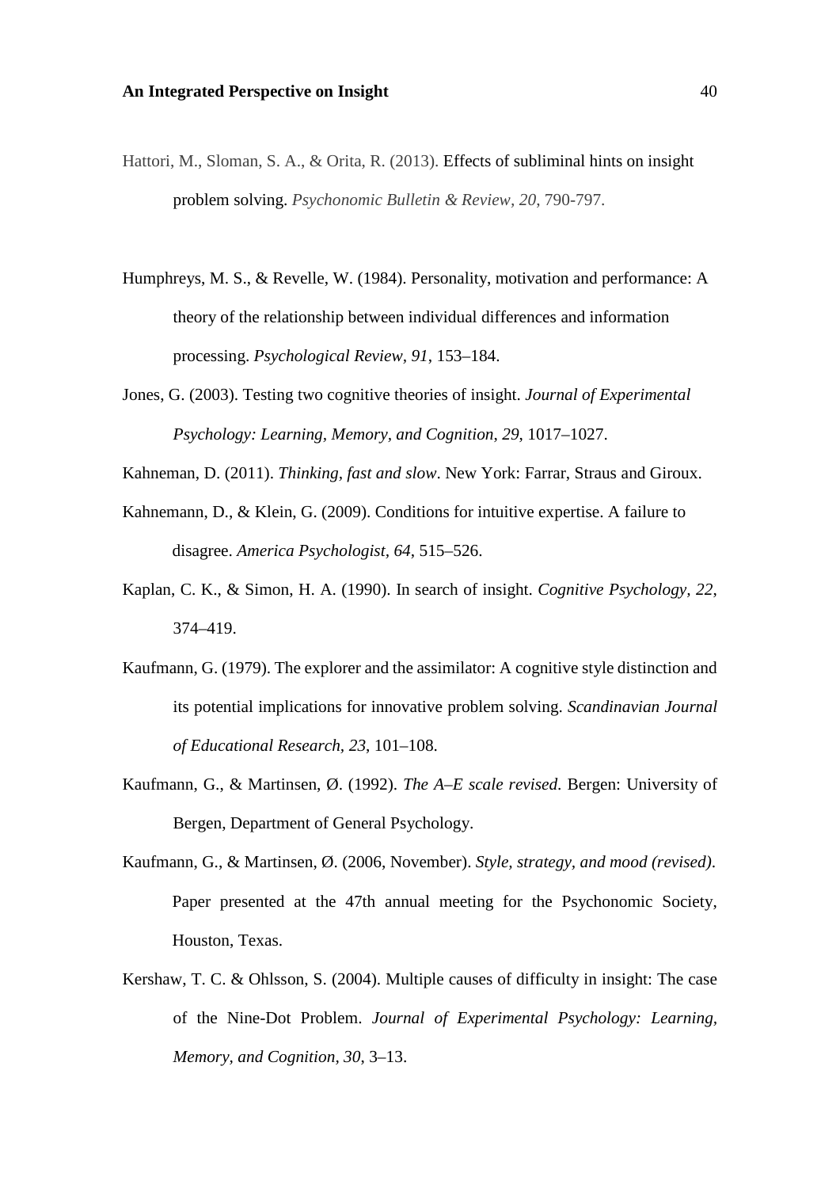Hattori, M., Sloman, S. A., & Orita, R. (2013). Effects of subliminal hints on insight problem solving. *Psychonomic Bulletin & Review, 20*, 790-797.

Humphreys, M. S., & Revelle, W. (1984). Personality, motivation and performance: A theory of the relationship between individual differences and information processing. *Psychological Review*, *91*, 153–184.

Jones, G. (2003). Testing two cognitive theories of insight. *Journal of Experimental Psychology: Learning, Memory, and Cognition*, *29*, 1017–1027.

Kahneman, D. (2011). *Thinking, fast and slow*. New York: Farrar, Straus and Giroux.

Kahnemann, D., & Klein, G. (2009). Conditions for intuitive expertise. A failure to disagree. *America Psychologist, 64*, 515–526.

Kaplan, C. K., & Simon, H. A. (1990). In search of insight. *Cognitive Psychology, 22*, 374–419.

Kaufmann, G. (1979). The explorer and the assimilator: A cognitive style distinction and its potential implications for innovative problem solving. *Scandinavian Journal of Educational Research*, *23*, 101–108.

Kaufmann, G., & Martinsen, Ø. (1992). *The A–E scale revised*. Bergen: University of Bergen, Department of General Psychology.

Kaufmann, G., & Martinsen, Ø. (2006, November). *Style, strategy, and mood (revised)*. Paper presented at the 47th annual meeting for the Psychonomic Society, Houston, Texas.

Kershaw, T. C. & Ohlsson, S. (2004). Multiple causes of difficulty in insight: The case of the Nine-Dot Problem. *Journal of Experimental Psychology: Learning, Memory, and Cognition, 30*, 3–13.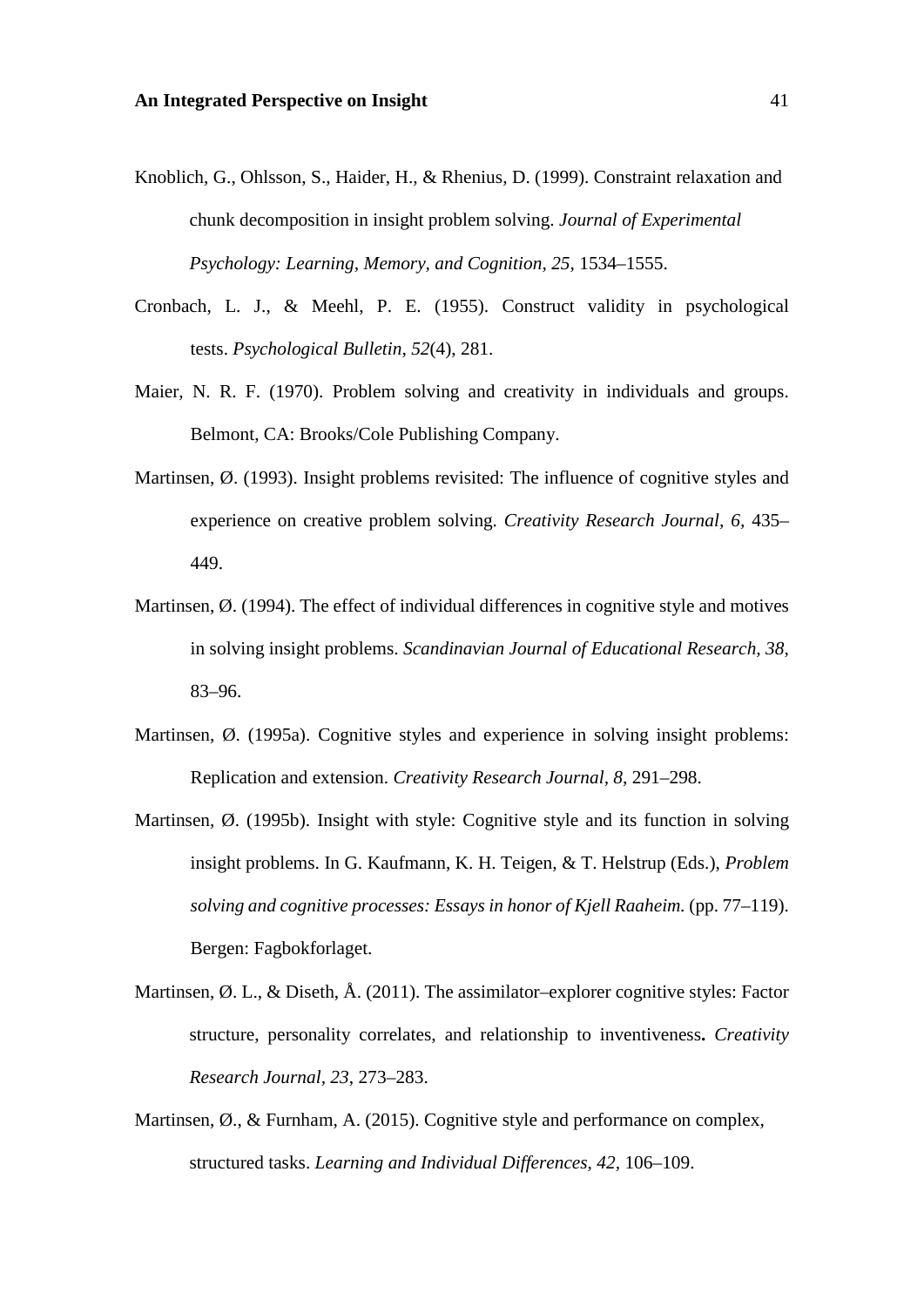Knoblich, G., Ohlsson, S., Haider, H., & Rhenius, D. (1999). Constraint relaxation and chunk decomposition in insight problem solving. *Journal of Experimental Psychology: Learning, Memory, and Cognition, 25*, 1534–1555.

Cronbach, L. J., & Meehl, P. E. (1955). Construct validity in psychological tests. *Psychological Bulletin*, *52*(4), 281.

Maier, N. R. F. (1970). Problem solving and creativity in individuals and groups. Belmont, CA: Brooks/Cole Publishing Company.

Martinsen, Ø. (1993). Insight problems revisited: The influence of cognitive styles and experience on creative problem solving. *Creativity Research Journal*, *6*, 435–449.

Martinsen, Ø. (1994). The effect of individual differences in cognitive style and motives in solving insight problems. *Scandinavian Journal of Educational Research, 38*, 83–96.

Martinsen, Ø. (1995a). Cognitive styles and experience in solving insight problems: Replication and extension. *Creativity Research Journal*, *8*, 291–298.

Martinsen, Ø. (1995b). Insight with style: Cognitive style and its function in solving insight problems. In G. Kaufmann, K. H. Teigen, & T. Helstrup (Eds.), *Problem solving and cognitive processes: Essays in honor of Kjell Raaheim.* (pp. 77–119). Bergen: Fagbokforlaget.

Martinsen, Ø. L., & Diseth, Å. (2011). The assimilator–explorer cognitive styles: Factor structure, personality correlates, and relationship to inventiveness**.** *Creativity Research Journal, 23*, 273–283.

Martinsen, Ø., & Furnham, A. (2015). Cognitive style and performance on complex, structured tasks. *Learning and Individual Differences, 42*, 106–109.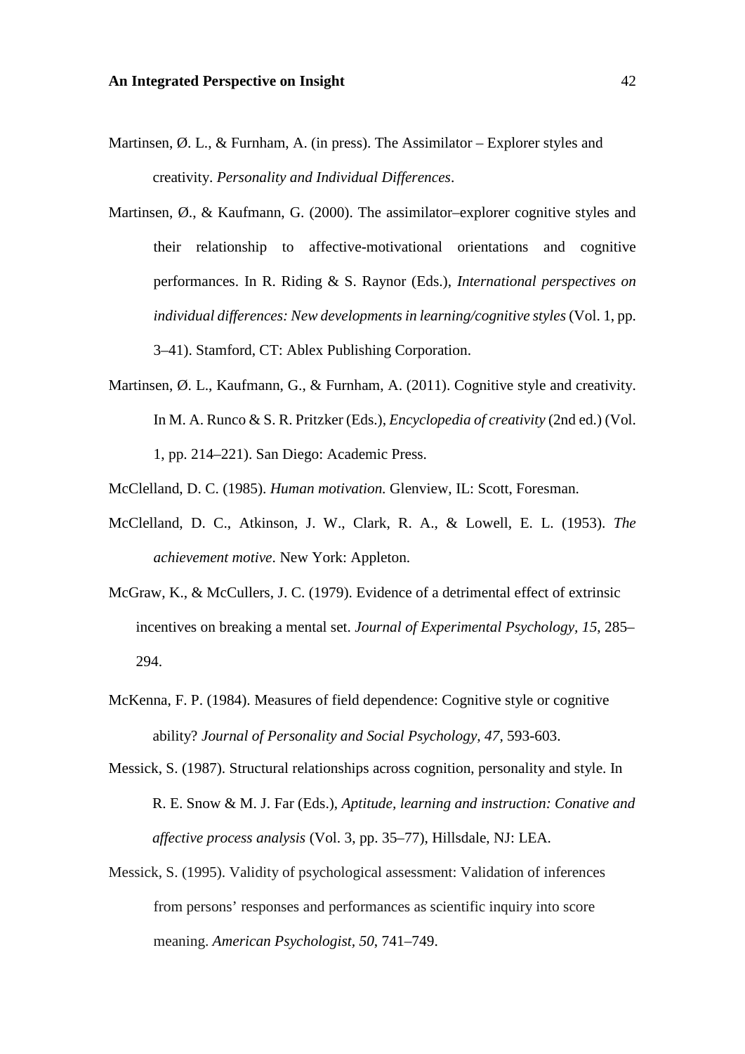Martinsen, Ø. L., & Furnham, A. (in press). The Assimilator – Explorer styles and creativity. *Personality and Individual Differences*.

Martinsen, Ø., & Kaufmann, G. (2000). The assimilator–explorer cognitive styles and their relationship to affective-motivational orientations and cognitive performances. In R. Riding & S. Raynor (Eds.), *International perspectives on individual differences: New developments in learning/cognitive styles* (Vol. 1, pp. 3–41). Stamford, CT: Ablex Publishing Corporation.

Martinsen, Ø. L., Kaufmann, G., & Furnham, A. (2011). Cognitive style and creativity. In M. A. Runco & S. R. Pritzker (Eds.), *Encyclopedia of creativity* (2nd ed.) (Vol. 1, pp. 214–221). San Diego: Academic Press.

McClelland, D. C. (1985). *Human motivation.* Glenview, IL: Scott, Foresman.

McClelland, D. C., Atkinson, J. W., Clark, R. A., & Lowell, E. L. (1953). *The achievement motive*. New York: Appleton.

McGraw, K., & McCullers, J. C. (1979). Evidence of a detrimental effect of extrinsic incentives on breaking a mental set. *Journal of Experimental Psychology, 15*, 285–294.

McKenna, F. P. (1984). Measures of field dependence: Cognitive style or cognitive ability? *Journal of Personality and Social Psychology, 47*, 593-603.

Messick, S. (1987). Structural relationships across cognition, personality and style. In R. E. Snow & M. J. Far (Eds.), *Aptitude, learning and instruction: Conative and affective process analysis* (Vol. 3, pp. 35–77), Hillsdale, NJ: LEA.

Messick, S. (1995). Validity of psychological assessment: Validation of inferences from persons' responses and performances as scientific inquiry into score meaning. *American Psychologist, 50*, 741–749.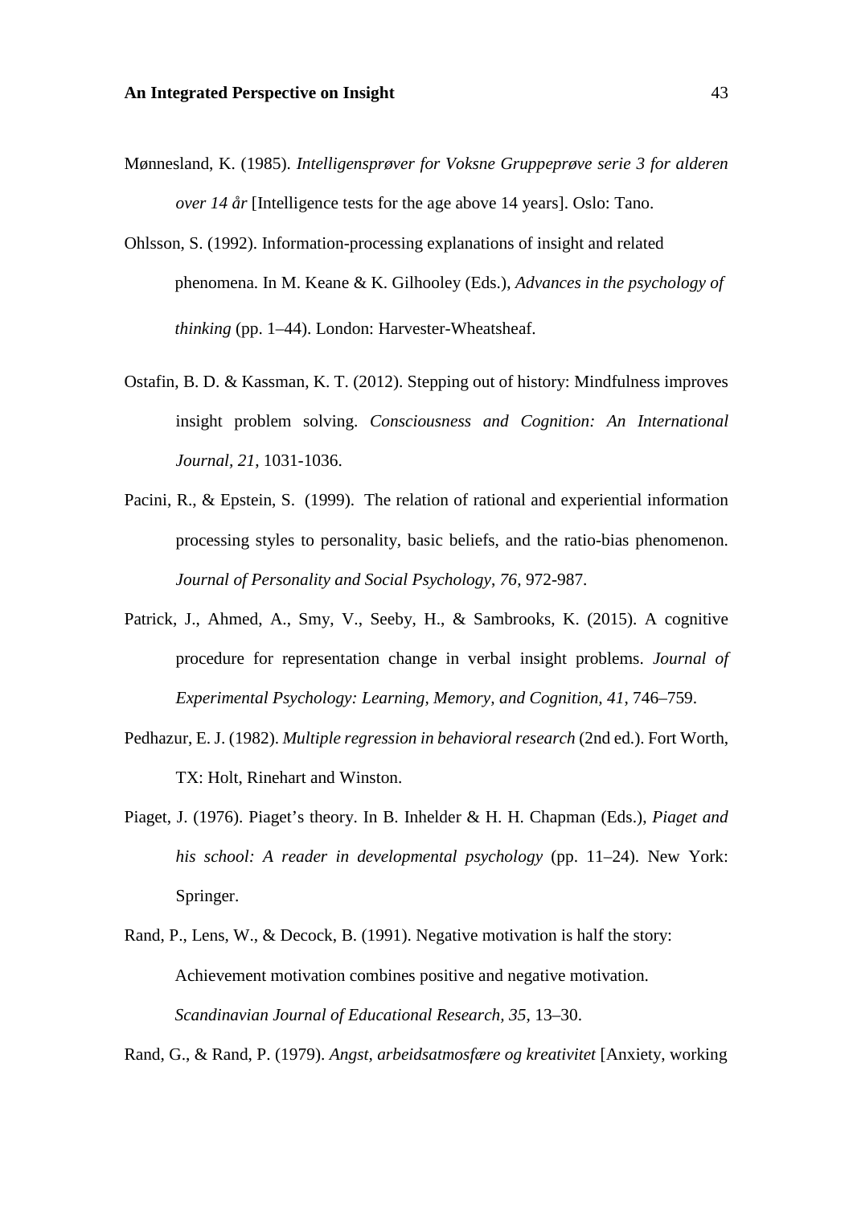Mønnesland, K. (1985). *Intelligensprøver for Voksne Gruppeprøve serie 3 for alderen over 14 år* [Intelligence tests for the age above 14 years]. Oslo: Tano.

Ohlsson, S. (1992). Information-processing explanations of insight and related phenomena. In M. Keane & K. Gilhooley (Eds.), *Advances in the psychology of thinking* (pp. 1–44). London: Harvester-Wheatsheaf.

Ostafin, B. D. & Kassman, K. T. (2012). Stepping out of history: Mindfulness improves insight problem solving. *Consciousness and Cognition: An International Journal, 21*, 1031-1036.

Pacini, R., & Epstein, S. (1999). The relation of rational and experiential information processing styles to personality, basic beliefs, and the ratio-bias phenomenon. *Journal of Personality and Social Psychology, 76*, 972-987.

Patrick, J., Ahmed, A., Smy, V., Seeby, H., & Sambrooks, K. (2015). A cognitive procedure for representation change in verbal insight problems. *Journal of Experimental Psychology: Learning, Memory, and Cognition, 41*, 746–759.

Pedhazur, E. J. (1982). *Multiple regression in behavioral research* (2nd ed.). Fort Worth, TX: Holt, Rinehart and Winston.

Piaget, J. (1976). Piaget's theory. In B. Inhelder & H. H. Chapman (Eds.), *Piaget and his school: A reader in developmental psychology* (pp. 11–24). New York: Springer.

Rand, P., Lens, W., & Decock, B. (1991). Negative motivation is half the story: Achievement motivation combines positive and negative motivation. *Scandinavian Journal of Educational Research, 35*, 13–30.

Rand, G., & Rand, P. (1979). *Angst, arbeidsatmosfære og kreativitet* [Anxiety, working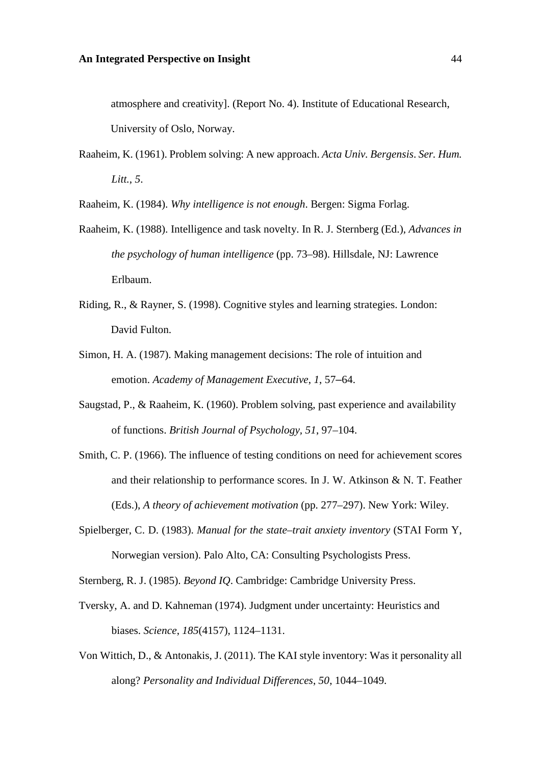atmosphere and creativity]. (Report No. 4). Institute of Educational Research, University of Oslo, Norway.

Raaheim, K. (1961). Problem solving: A new approach. *Acta Univ. Bergensis. Ser. Hum. Litt.*, *5*.

Raaheim, K. (1984). *Why intelligence is not enough*. Bergen: Sigma Forlag.

Raaheim, K. (1988). Intelligence and task novelty. In R. J. Sternberg (Ed.), *Advances in the psychology of human intelligence* (pp. 73–98). Hillsdale, NJ: Lawrence Erlbaum.

Riding, R., & Rayner, S. (1998). Cognitive styles and learning strategies. London: David Fulton.

Simon, H. A. (1987). Making management decisions: The role of intuition and emotion. *Academy of Management Executive*, *1*, 57–64.

Saugstad, P., & Raaheim, K. (1960). Problem solving, past experience and availability of functions. *British Journal of Psychology*, *51*, 97–104.

Smith, C. P. (1966). The influence of testing conditions on need for achievement scores and their relationship to performance scores. In J. W. Atkinson & N. T. Feather (Eds.), *A theory of achievement motivation* (pp. 277–297). New York: Wiley.

Spielberger, C. D. (1983). *Manual for the state–trait anxiety inventory* (STAI Form Y, Norwegian version). Palo Alto, CA: Consulting Psychologists Press.

Sternberg, R. J. (1985). *Beyond IQ*. Cambridge: Cambridge University Press.

Tversky, A. and D. Kahneman (1974). Judgment under uncertainty: Heuristics and biases. *Science, 185*(4157), 1124–1131.

Von Wittich, D., & Antonakis, J. (2011). The KAI style inventory: Was it personality all along? *Personality and Individual Differences*, *50*, 1044–1049.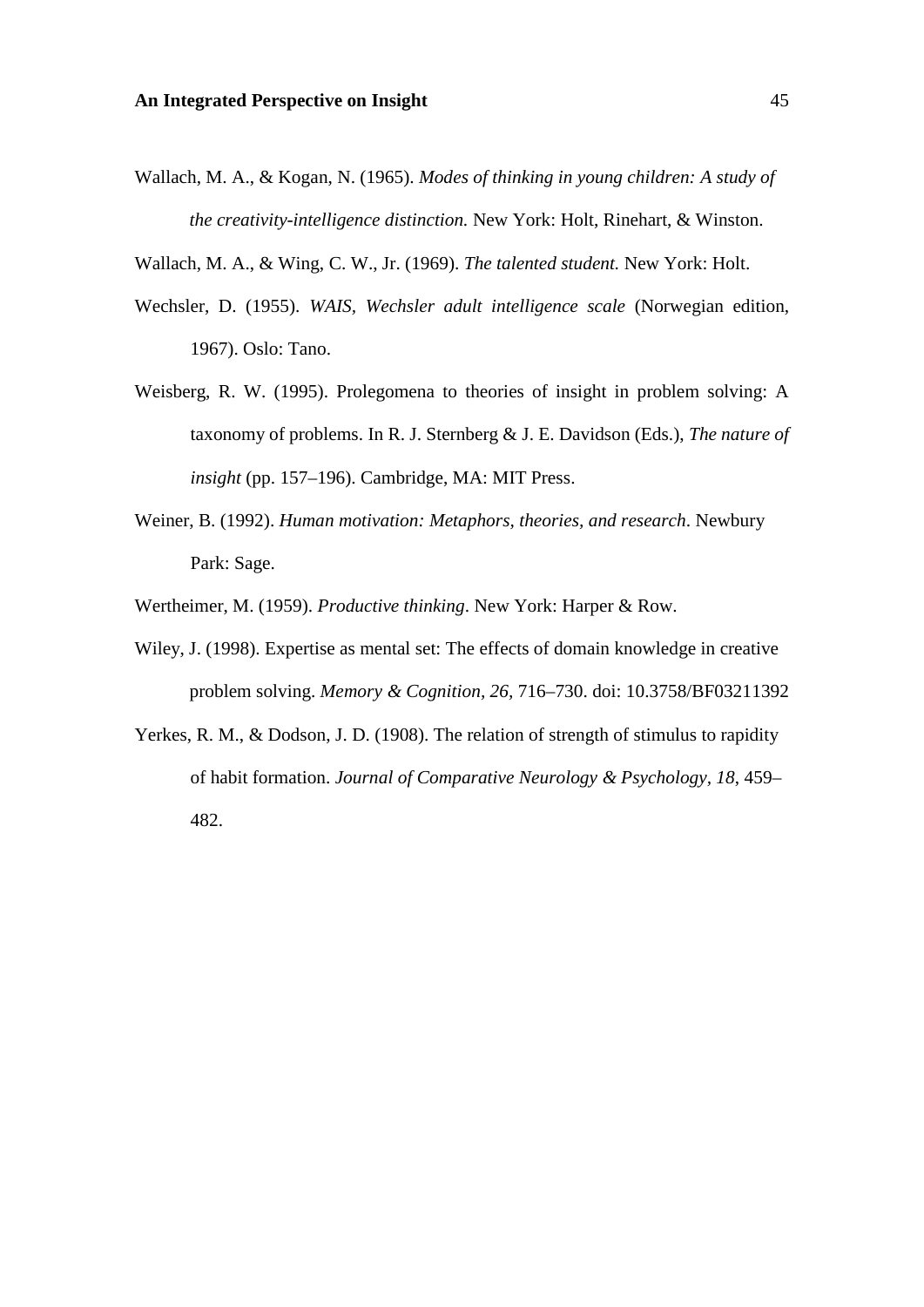Wallach, M. A., & Kogan, N. (1965). *Modes of thinking in young children: A study of the creativity-intelligence distinction.* New York: Holt, Rinehart, & Winston.

Wallach, M. A., & Wing, C. W., Jr. (1969). *The talented student.* New York: Holt.

Wechsler, D. (1955). *WAIS, Wechsler adult intelligence scale* (Norwegian edition, 1967). Oslo: Tano.

Weisberg, R. W. (1995). Prolegomena to theories of insight in problem solving: A taxonomy of problems. In R. J. Sternberg & J. E. Davidson (Eds.), *The nature of insight* (pp. 157–196). Cambridge, MA: MIT Press.

Weiner, B. (1992). *Human motivation: Metaphors, theories, and research*. Newbury Park: Sage.

Wertheimer, M. (1959). *Productive thinking*. New York: Harper & Row.

Wiley, J. (1998). Expertise as mental set: The effects of domain knowledge in creative problem solving. *Memory & Cognition, 26*, 716–730. doi: 10.3758/BF03211392

Yerkes, R. M., & Dodson, J. D. (1908). The relation of strength of stimulus to rapidity of habit formation. *Journal of Comparative Neurology & Psychology, 18*, 459–482.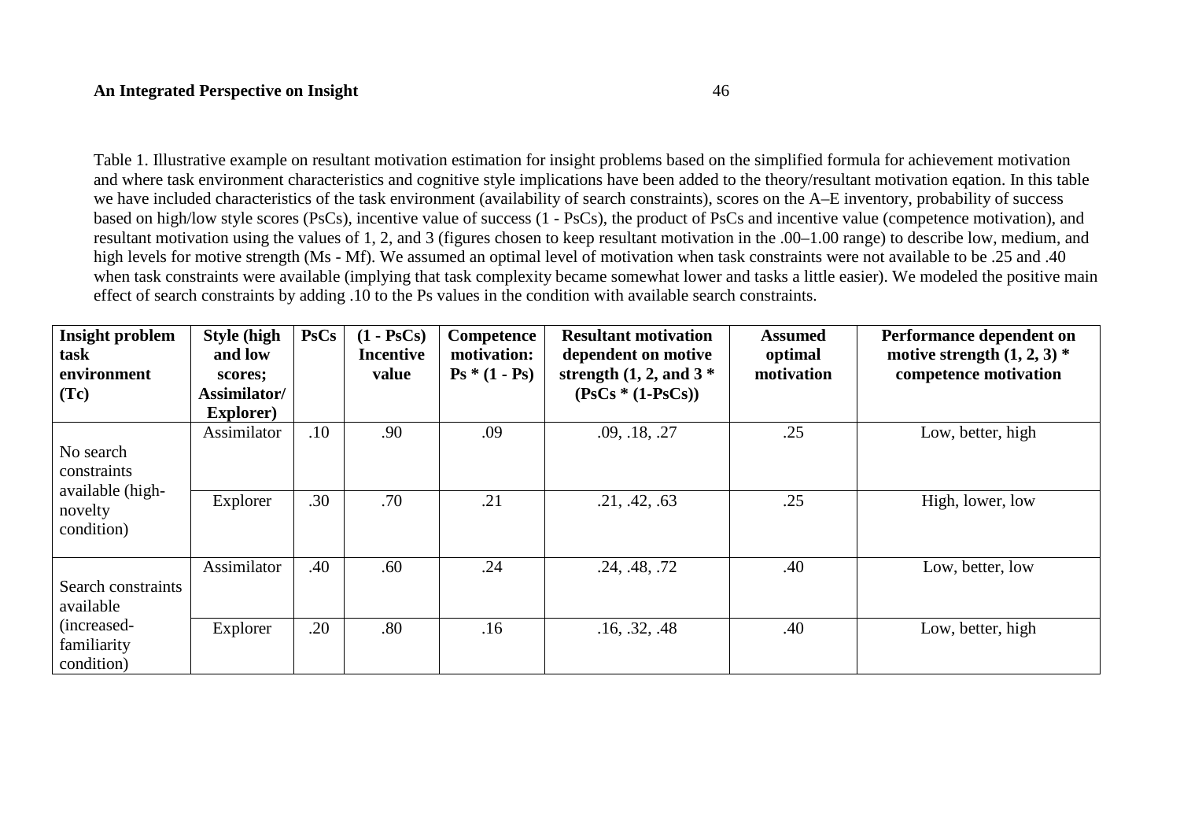Table 1. Illustrative example on resultant motivation estimation for insight problems based on the simplified formula for achievement motivation and where task environment characteristics and cognitive style implications have been added to the theory/resultant motivation eqation. In this table we have included characteristics of the task environment (availability of search constraints), scores on the A–E inventory, probability of success based on high/low style scores (PsCs), incentive value of success (1 - PsCs), the product of PsCs and incentive value (competence motivation), and resultant motivation using the values of 1, 2, and 3 (figures chosen to keep resultant motivation in the .00–1.00 range) to describe low, medium, and high levels for motive strength (Ms - Mf). We assumed an optimal level of motivation when task constraints were not available to be .25 and .40 when task constraints were available (implying that task complexity became somewhat lower and tasks a little easier). We modeled the positive main effect of search constraints by adding .10 to the Ps values in the condition with available search constraints.

| **Insight problem task environment (Tc)** | **Style (high and low scores; Assimilator/ Explorer)** | **PsCs** | **(1 - PsCs) Incentive value** | **Competence motivation: Ps * (1 - Ps)** | **Resultant motivation dependent on motive strength (1, 2, and 3 * (PsCs * (1-PsCs))** | **Assumed optimal motivation** | **Performance dependent on motive strength (1, 2, 3) * competence motivation** |
|---|---|---|---|---|---|---|---|
| No search constraints available (high-novelty condition) | Assimilator | .10 | .90 | .09 | .09, .18, .27 | .25 | Low, better, high |
| | Explorer | .30 | .70 | .21 | .21, .42, .63 | .25 | High, lower, low |
| Search constraints available (increased-familiarity condition) | Assimilator | .40 | .60 | .24 | .24, .48, .72 | .40 | Low, better, low |
| | Explorer | .20 | .80 | .16 | .16, .32, .48 | .40 | Low, better, high |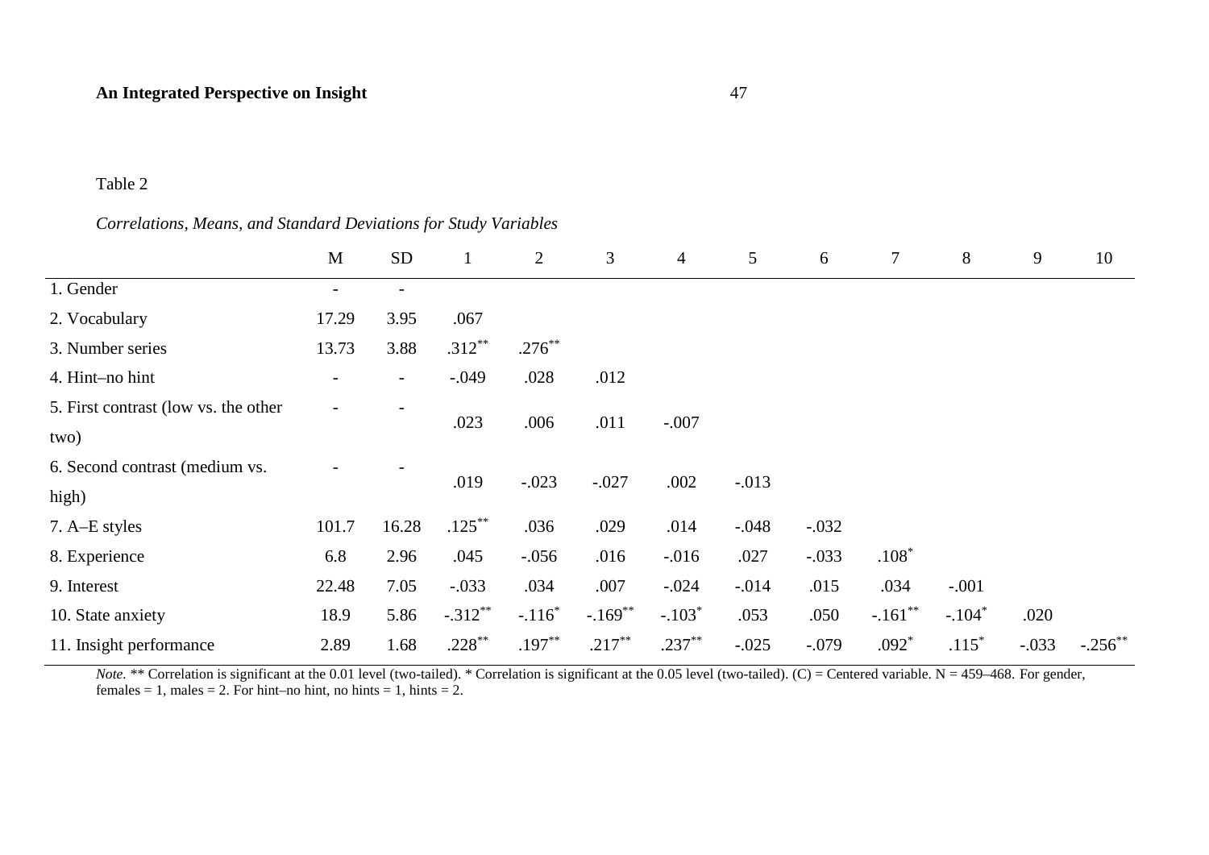Table 2

*Correlations, Means, and Standard Deviations for Study Variables*

| | M | SD | 1 | 2 | 3 | 4 | 5 | 6 | 7 | 8 | 9 | 10 |
|---|---|---|---|---|---|---|---|---|---|---|---|---|
| 1. Gender | - | - | | | | | | | | | | |
| 2. Vocabulary | 17.29 | 3.95 | .067 | | | | | | | | | |
| 3. Number series | 13.73 | 3.88 | .312** | .276** | | | | | | | | |
| 4. Hint–no hint | - | - | -.049 | .028 | .012 | | | | | | | |
| 5. First contrast (low vs. the other two) | - | - | .023 | .006 | .011 | -.007 | | | | | | |
| 6. Second contrast (medium vs. high) | - | - | .019 | -.023 | -.027 | .002 | -.013 | | | | | |
| 7. A–E styles | 101.7 | 16.28 | .125** | .036 | .029 | .014 | -.048 | -.032 | | | | |
| 8. Experience | 6.8 | 2.96 | .045 | -.056 | .016 | -.016 | .027 | -.033 | .108* | | | |
| 9. Interest | 22.48 | 7.05 | -.033 | .034 | .007 | -.024 | -.014 | .015 | .034 | -.001 | | |
| 10. State anxiety | 18.9 | 5.86 | -.312** | -.116* | -.169** | -.103* | .053 | .050 | -.161** | -.104* | .020 | |
| 11. Insight performance | 2.89 | 1.68 | .228** | .197** | .217** | .237** | -.025 | -.079 | .092* | .115* | -.033 | -.256** |

*Note.* ** Correlation is significant at the 0.01 level (two-tailed). * Correlation is significant at the 0.05 level (two-tailed). (C) = Centered variable. N = 459–468. For gender, females = 1, males = 2. For hint–no hint, no hints = 1, hints = 2.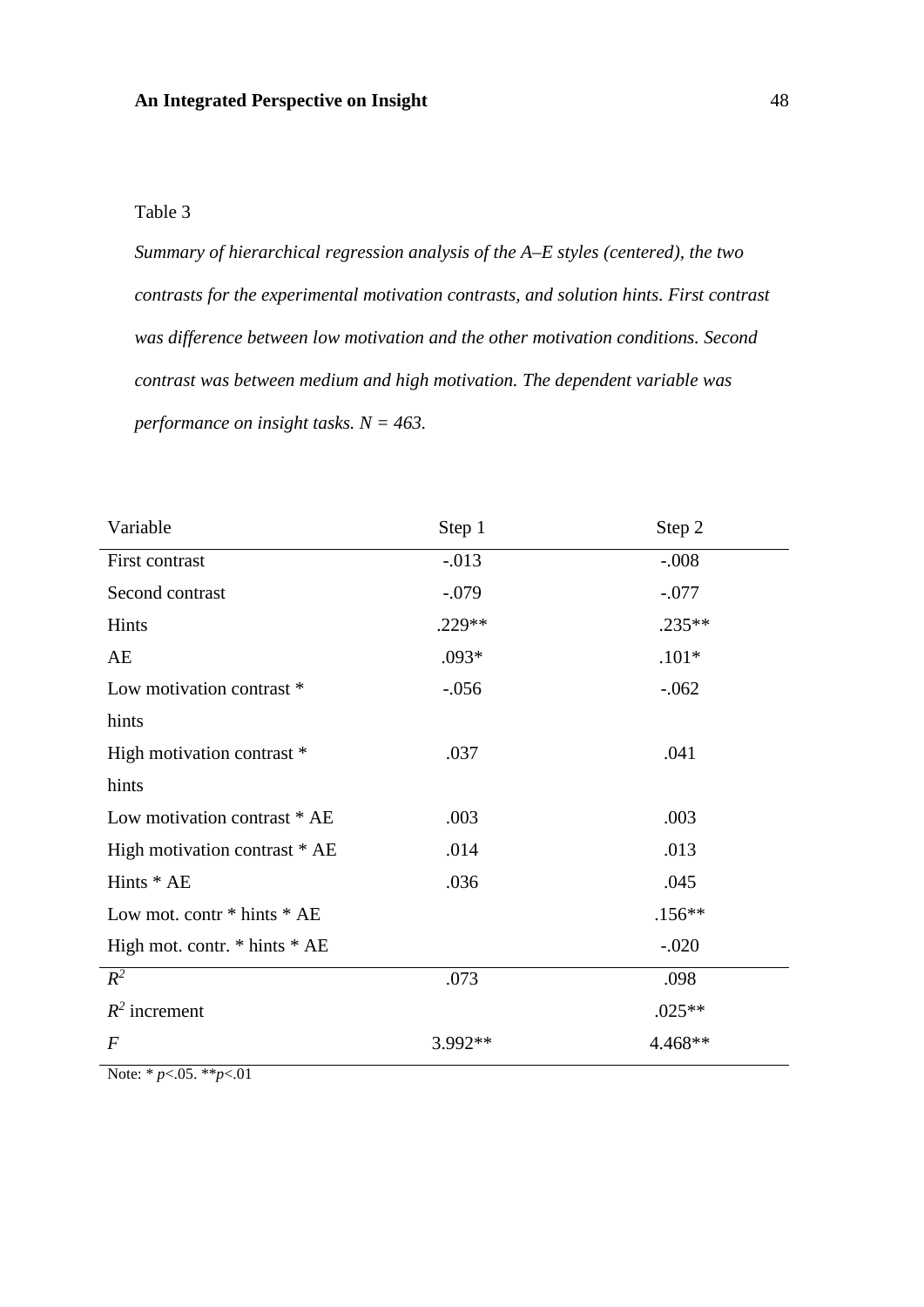Table 3

*Summary of hierarchical regression analysis of the A–E styles (centered), the two contrasts for the experimental motivation contrasts, and solution hints. First contrast was difference between low motivation and the other motivation conditions. Second contrast was between medium and high motivation. The dependent variable was performance on insight tasks. N = 463.*

| Variable | Step 1 | Step 2 |
|---|---|---|
| First contrast | -.013 | -.008 |
| Second contrast | -.079 | -.077 |
| Hints | .229** | .235** |
| AE | .093* | .101* |
| Low motivation contrast * hints | -.056 | -.062 |
| High motivation contrast * hints | .037 | .041 |
| Low motivation contrast * AE | .003 | .003 |
| High motivation contrast * AE | .014 | .013 |
| Hints * AE | .036 | .045 |
| Low mot. contr * hints * AE | | .156** |
| High mot. contr. * hints * AE | | -.020 |
| $R^2$ | .073 | .098 |
| $R^2$ increment | | .025** |
| $F$ | 3.992** | 4.468** |

Note: * $p$<.05. ** $p$<.01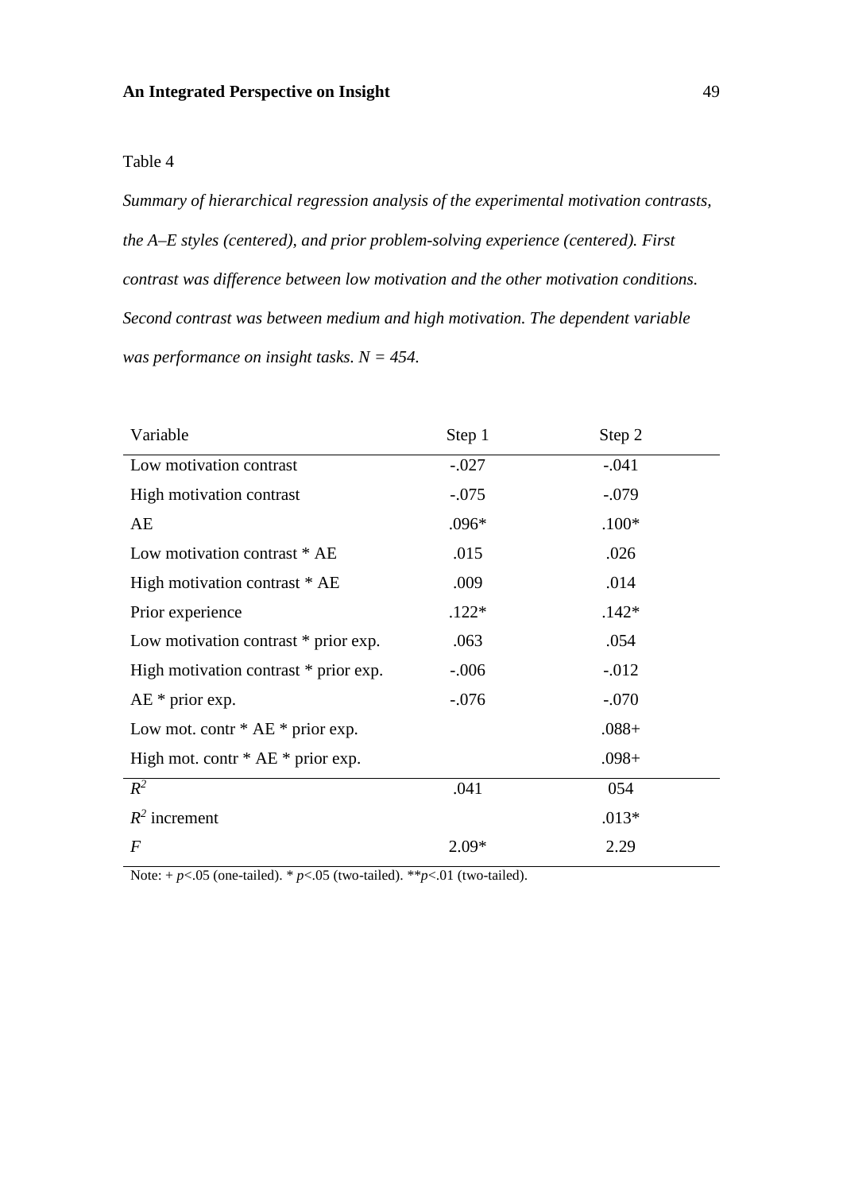Table 4

*Summary of hierarchical regression analysis of the experimental motivation contrasts, the A–E styles (centered), and prior problem-solving experience (centered). First contrast was difference between low motivation and the other motivation conditions. Second contrast was between medium and high motivation. The dependent variable was performance on insight tasks. N = 454.*

| Variable | Step 1 | Step 2 |
|---|---|---|
| Low motivation contrast | -.027 | -.041 |
| High motivation contrast | -.075 | -.079 |
| AE | .096* | .100* |
| Low motivation contrast * AE | .015 | .026 |
| High motivation contrast * AE | .009 | .014 |
| Prior experience | .122* | .142* |
| Low motivation contrast * prior exp. | .063 | .054 |
| High motivation contrast * prior exp. | -.006 | -.012 |
| AE * prior exp. | -.076 | -.070 |
| Low mot. contr * AE * prior exp. | | .088+ |
| High mot. contr * AE * prior exp. | | .098+ |
| $R^2$ | .041 | 054 |
| $R^2$ increment | | .013* |
| *F* | 2.09* | 2.29 |

Note: + $p$<.05 (one-tailed). * $p$<.05 (two-tailed). ** $p$<.01 (two-tailed).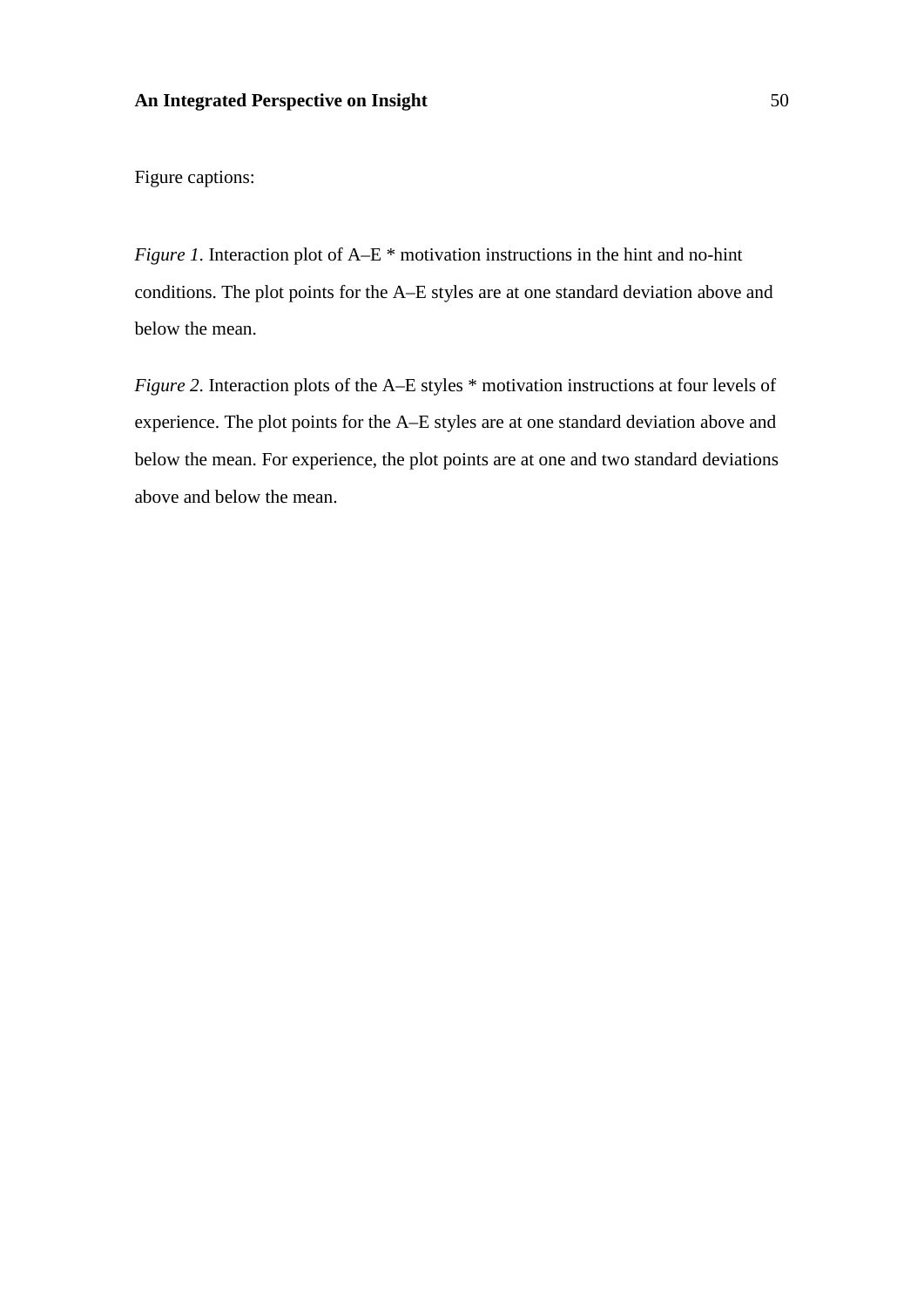Figure captions:

*Figure 1*. Interaction plot of A–E * motivation instructions in the hint and no-hint conditions. The plot points for the A–E styles are at one standard deviation above and below the mean.

*Figure 2*. Interaction plots of the A–E styles * motivation instructions at four levels of experience. The plot points for the A–E styles are at one standard deviation above and below the mean. For experience, the plot points are at one and two standard deviations above and below the mean.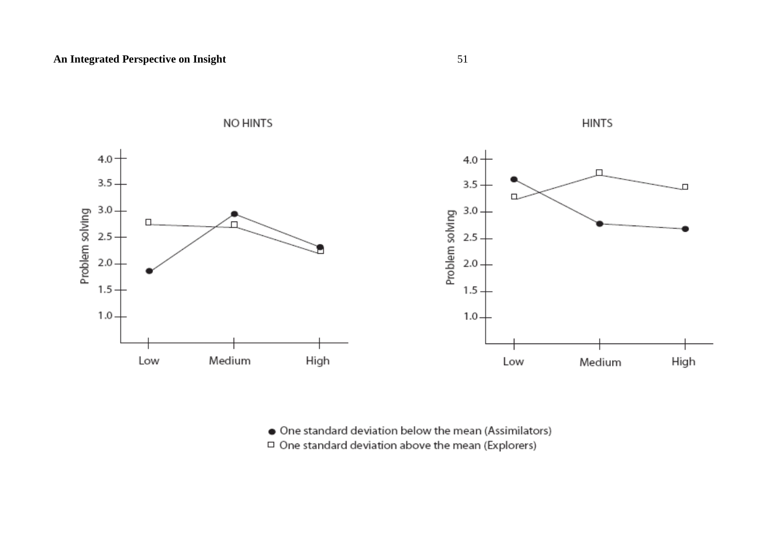NO HINTS

HINTS

- ● One standard deviation below the mean (Assimilators)
- □ One standard deviation above the mean (Explorers)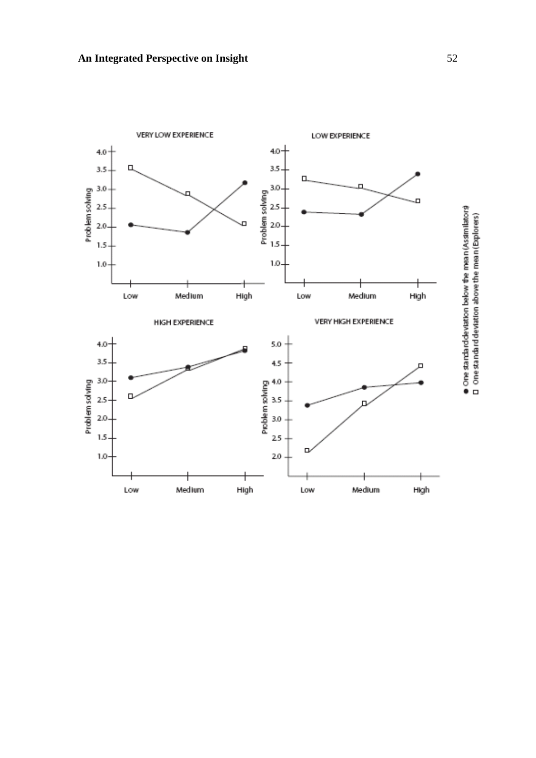VERY LOW EXPERIENCE

Problem solving

4.0
3.5
3.0
2.5
2.0
1.5
1.0

Low
Medium
High

LOW EXPERIENCE

Problem solving

4.0
3.5
3.0
2.5
2.0
1.5
1.0

Low
Medium
High

HIGH EXPERIENCE

Problem solving

4.0
3.5
3.0
2.5
2.0
1.5
1.0

Low
Medium
High

VERY HIGH EXPERIENCE

Problem solving

5.0
4.5
4.0
3.5
3.0
2.5
2.0

Low
Medium
High

● One standard deviation below the mean (Assimilators)
□ One standard deviation above the mean (Explorers)